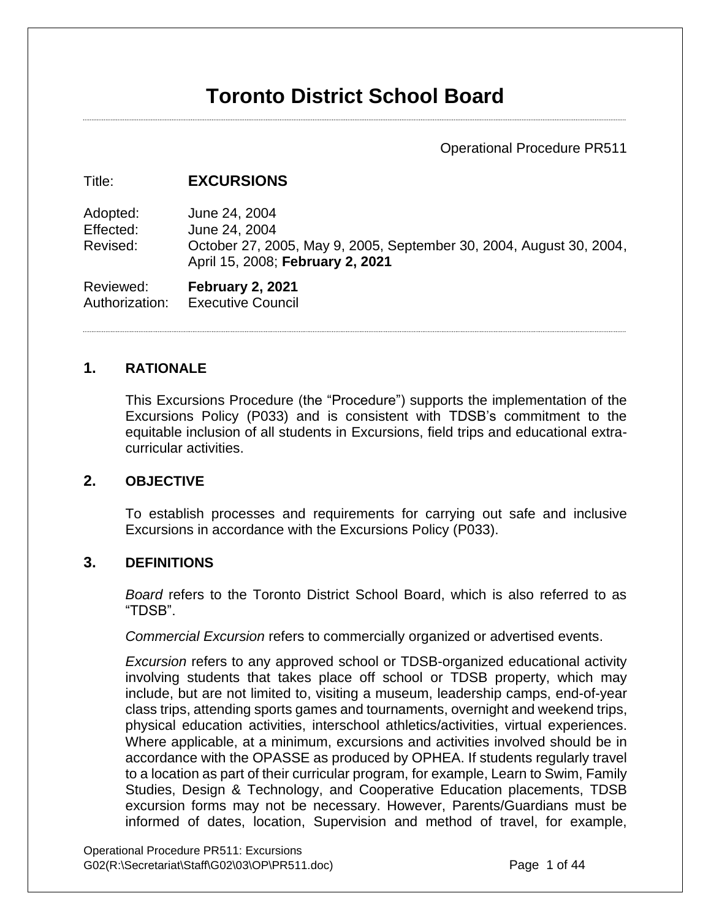# Toronto District School Board

Operational Procedure PR511

Title: **EXCURSIONS**

Adopted: June 24, 2004
Effected: June 24, 2004
Revised: October 27, 2005, May 9, 2005, September 30, 2004, August 30, 2004, April 15, 2008; **February 2, 2021**

Reviewed: **February 2, 2021**
Authorization: Executive Council

## 1. RATIONALE

This Excursions Procedure (the "Procedure") supports the implementation of the Excursions Policy (P033) and is consistent with TDSB's commitment to the equitable inclusion of all students in Excursions, field trips and educational extra-curricular activities.

## 2. OBJECTIVE

To establish processes and requirements for carrying out safe and inclusive Excursions in accordance with the Excursions Policy (P033).

## 3. DEFINITIONS

*Board* refers to the Toronto District School Board, which is also referred to as "TDSB".

*Commercial Excursion* refers to commercially organized or advertised events.

*Excursion* refers to any approved school or TDSB-organized educational activity involving students that takes place off school or TDSB property, which may include, but are not limited to, visiting a museum, leadership camps, end-of-year class trips, attending sports games and tournaments, overnight and weekend trips, physical education activities, interschool athletics/activities, virtual experiences. Where applicable, at a minimum, excursions and activities involved should be in accordance with the OPASSE as produced by OPHEA. If students regularly travel to a location as part of their curricular program, for example, Learn to Swim, Family Studies, Design & Technology, and Cooperative Education placements, TDSB excursion forms may not be necessary. However, Parents/Guardians must be informed of dates, location, Supervision and method of travel, for example,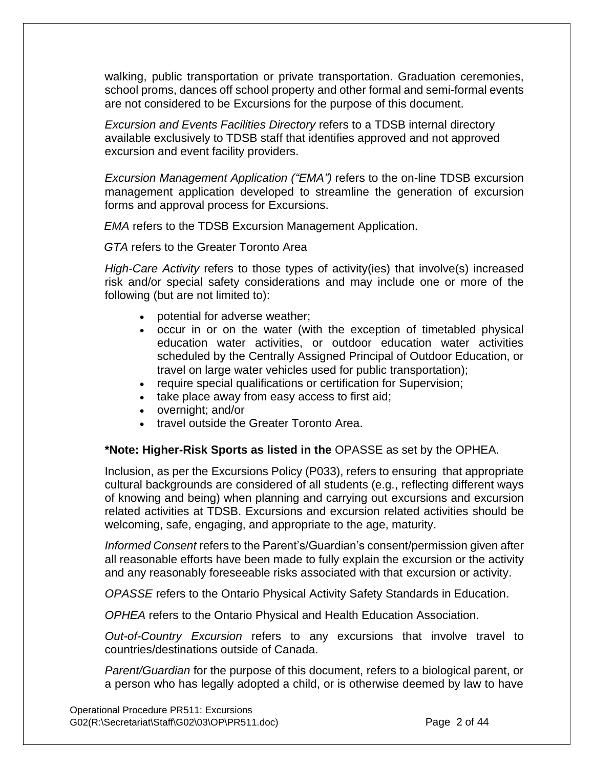walking, public transportation or private transportation. Graduation ceremonies, school proms, dances off school property and other formal and semi-formal events are not considered to be Excursions for the purpose of this document.

*Excursion and Events Facilities Directory* refers to a TDSB internal directory available exclusively to TDSB staff that identifies approved and not approved excursion and event facility providers.

*Excursion Management Application ("EMA")* refers to the on-line TDSB excursion management application developed to streamline the generation of excursion forms and approval process for Excursions.

*EMA* refers to the TDSB Excursion Management Application.

*GTA* refers to the Greater Toronto Area

*High-Care Activity* refers to those types of activity(ies) that involve(s) increased risk and/or special safety considerations and may include one or more of the following (but are not limited to):

- potential for adverse weather;
- occur in or on the water (with the exception of timetabled physical education water activities, or outdoor education water activities scheduled by the Centrally Assigned Principal of Outdoor Education, or travel on large water vehicles used for public transportation);
- require special qualifications or certification for Supervision;
- take place away from easy access to first aid;
- overnight; and/or
- travel outside the Greater Toronto Area.

**\*Note: Higher-Risk Sports as listed in the** OPASSE as set by the OPHEA.

Inclusion, as per the Excursions Policy (P033), refers to ensuring that appropriate cultural backgrounds are considered of all students (e.g., reflecting different ways of knowing and being) when planning and carrying out excursions and excursion related activities at TDSB. Excursions and excursion related activities should be welcoming, safe, engaging, and appropriate to the age, maturity.

*Informed Consent* refers to the Parent's/Guardian's consent/permission given after all reasonable efforts have been made to fully explain the excursion or the activity and any reasonably foreseeable risks associated with that excursion or activity.

*OPASSE* refers to the Ontario Physical Activity Safety Standards in Education.

*OPHEA* refers to the Ontario Physical and Health Education Association.

*Out-of-Country Excursion* refers to any excursions that involve travel to countries/destinations outside of Canada.

*Parent/Guardian* for the purpose of this document, refers to a biological parent, or a person who has legally adopted a child, or is otherwise deemed by law to have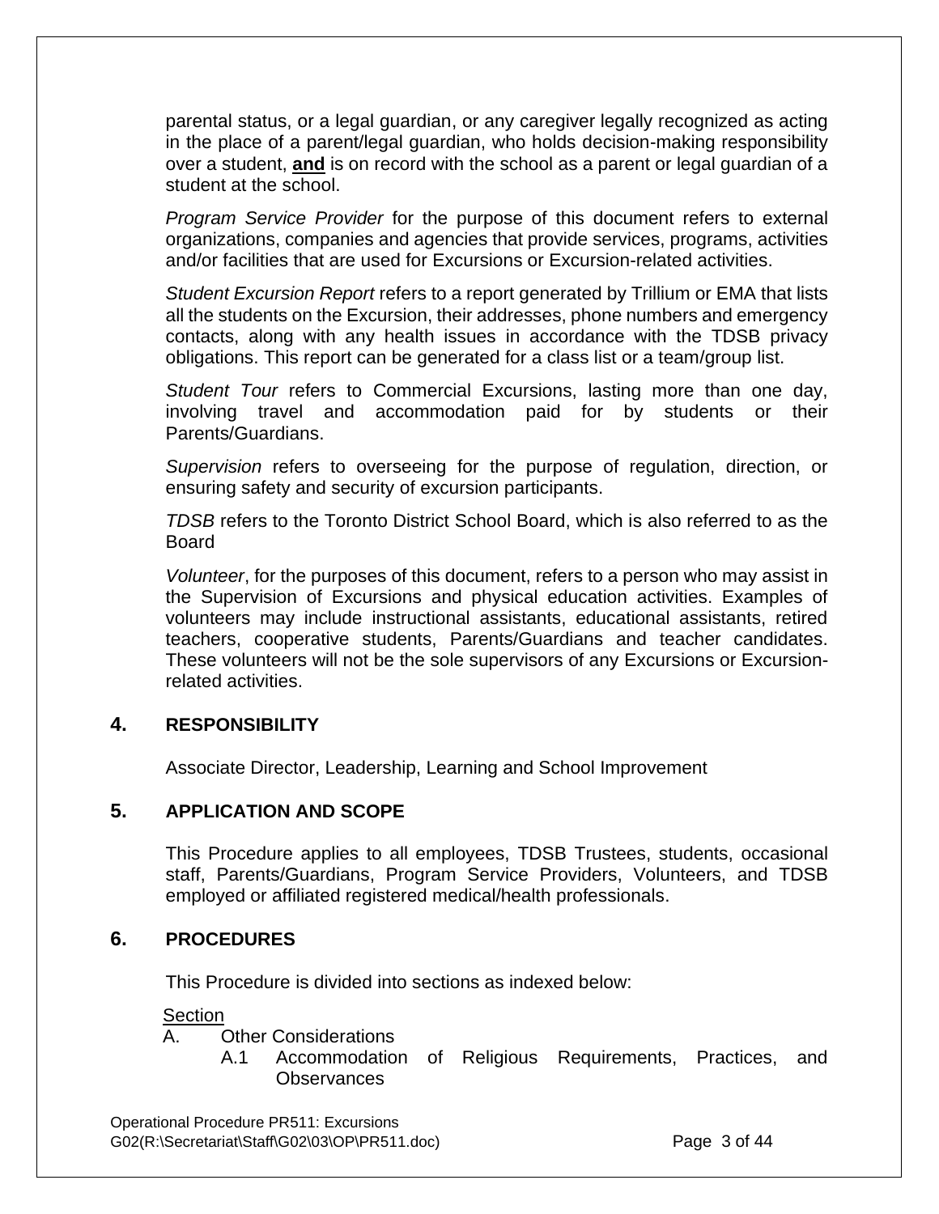parental status, or a legal guardian, or any caregiver legally recognized as acting in the place of a parent/legal guardian, who holds decision-making responsibility over a student, **and** is on record with the school as a parent or legal guardian of a student at the school.

*Program Service Provider* for the purpose of this document refers to external organizations, companies and agencies that provide services, programs, activities and/or facilities that are used for Excursions or Excursion-related activities.

*Student Excursion Report* refers to a report generated by Trillium or EMA that lists all the students on the Excursion, their addresses, phone numbers and emergency contacts, along with any health issues in accordance with the TDSB privacy obligations. This report can be generated for a class list or a team/group list.

*Student Tour* refers to Commercial Excursions, lasting more than one day, involving travel and accommodation paid for by students or their Parents/Guardians.

*Supervision* refers to overseeing for the purpose of regulation, direction, or ensuring safety and security of excursion participants.

*TDSB* refers to the Toronto District School Board, which is also referred to as the Board

*Volunteer*, for the purposes of this document, refers to a person who may assist in the Supervision of Excursions and physical education activities. Examples of volunteers may include instructional assistants, educational assistants, retired teachers, cooperative students, Parents/Guardians and teacher candidates. These volunteers will not be the sole supervisors of any Excursions or Excursion-related activities.

## 4. RESPONSIBILITY

Associate Director, Leadership, Learning and School Improvement

## 5. APPLICATION AND SCOPE

This Procedure applies to all employees, TDSB Trustees, students, occasional staff, Parents/Guardians, Program Service Providers, Volunteers, and TDSB employed or affiliated registered medical/health professionals.

## 6. PROCEDURES

This Procedure is divided into sections as indexed below:

Section

A. Other Considerations
   - A.1 Accommodation of Religious Requirements, Practices, and Observances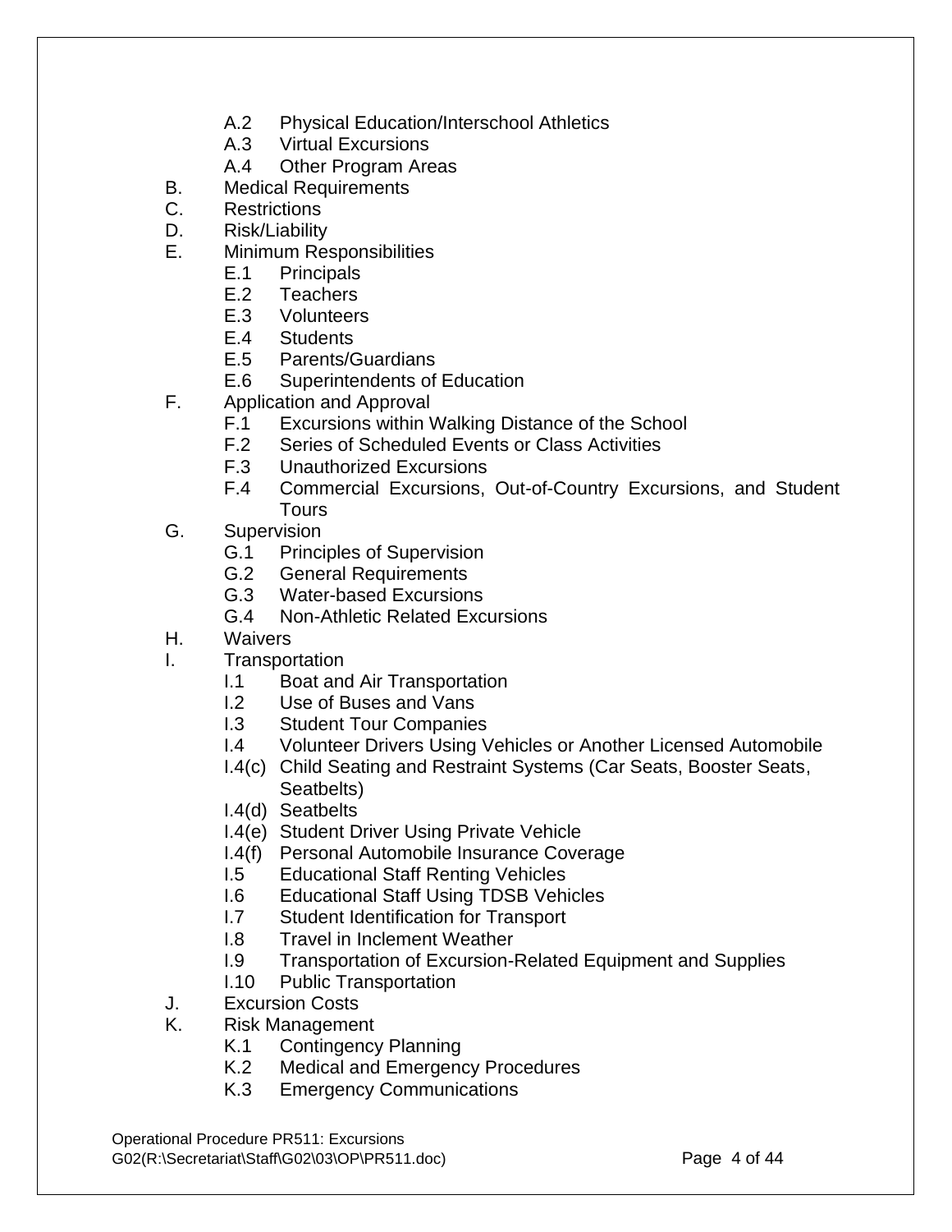- A.2 Physical Education/Interschool Athletics
- A.3 Virtual Excursions
- A.4 Other Program Areas

B. Medical Requirements
C. Restrictions
D. Risk/Liability
E. Minimum Responsibilities

- E.1 Principals
- E.2 Teachers
- E.3 Volunteers
- E.4 Students
- E.5 Parents/Guardians
- E.6 Superintendents of Education

F. Application and Approval

- F.1 Excursions within Walking Distance of the School
- F.2 Series of Scheduled Events or Class Activities
- F.3 Unauthorized Excursions
- F.4 Commercial Excursions, Out-of-Country Excursions, and Student Tours

G. Supervision

- G.1 Principles of Supervision
- G.2 General Requirements
- G.3 Water-based Excursions
- G.4 Non-Athletic Related Excursions

H. Waivers
I. Transportation

- I.1 Boat and Air Transportation
- I.2 Use of Buses and Vans
- I.3 Student Tour Companies
- I.4 Volunteer Drivers Using Vehicles or Another Licensed Automobile
- I.4(c) Child Seating and Restraint Systems (Car Seats, Booster Seats, Seatbelts)
- I.4(d) Seatbelts
- I.4(e) Student Driver Using Private Vehicle
- I.4(f) Personal Automobile Insurance Coverage
- I.5 Educational Staff Renting Vehicles
- I.6 Educational Staff Using TDSB Vehicles
- I.7 Student Identification for Transport
- I.8 Travel in Inclement Weather
- I.9 Transportation of Excursion-Related Equipment and Supplies
- I.10 Public Transportation

J. Excursion Costs
K. Risk Management

- K.1 Contingency Planning
- K.2 Medical and Emergency Procedures
- K.3 Emergency Communications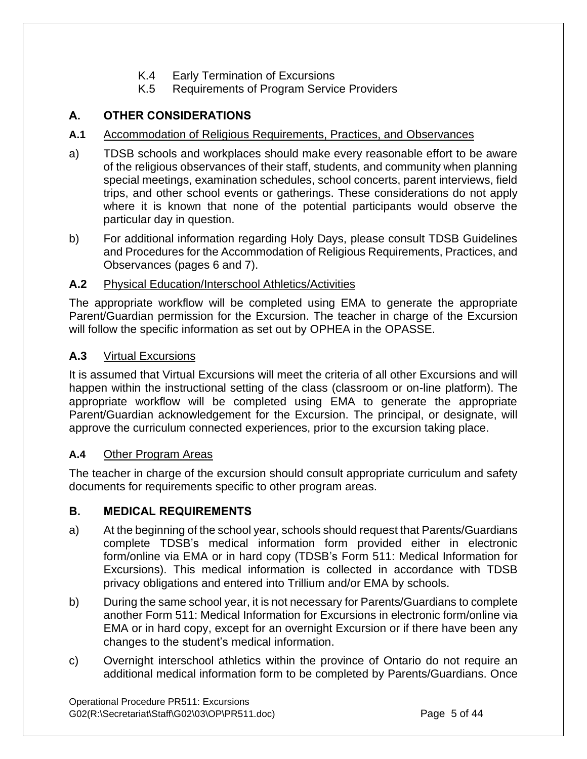K.4 Early Termination of Excursions
K.5 Requirements of Program Service Providers

## A. OTHER CONSIDERATIONS

### A.1 Accommodation of Religious Requirements, Practices, and Observances

a) TDSB schools and workplaces should make every reasonable effort to be aware of the religious observances of their staff, students, and community when planning special meetings, examination schedules, school concerts, parent interviews, field trips, and other school events or gatherings. These considerations do not apply where it is known that none of the potential participants would observe the particular day in question.

b) For additional information regarding Holy Days, please consult TDSB Guidelines and Procedures for the Accommodation of Religious Requirements, Practices, and Observances (pages 6 and 7).

### A.2 Physical Education/Interschool Athletics/Activities

The appropriate workflow will be completed using EMA to generate the appropriate Parent/Guardian permission for the Excursion. The teacher in charge of the Excursion will follow the specific information as set out by OPHEA in the OPASSE.

### A.3 Virtual Excursions

It is assumed that Virtual Excursions will meet the criteria of all other Excursions and will happen within the instructional setting of the class (classroom or on-line platform). The appropriate workflow will be completed using EMA to generate the appropriate Parent/Guardian acknowledgement for the Excursion. The principal, or designate, will approve the curriculum connected experiences, prior to the excursion taking place.

### A.4 Other Program Areas

The teacher in charge of the excursion should consult appropriate curriculum and safety documents for requirements specific to other program areas.

## B. MEDICAL REQUIREMENTS

a) At the beginning of the school year, schools should request that Parents/Guardians complete TDSB's medical information form provided either in electronic form/online via EMA or in hard copy (TDSB's Form 511: Medical Information for Excursions). This medical information is collected in accordance with TDSB privacy obligations and entered into Trillium and/or EMA by schools.

b) During the same school year, it is not necessary for Parents/Guardians to complete another Form 511: Medical Information for Excursions in electronic form/online via EMA or in hard copy, except for an overnight Excursion or if there have been any changes to the student's medical information.

c) Overnight interschool athletics within the province of Ontario do not require an additional medical information form to be completed by Parents/Guardians. Once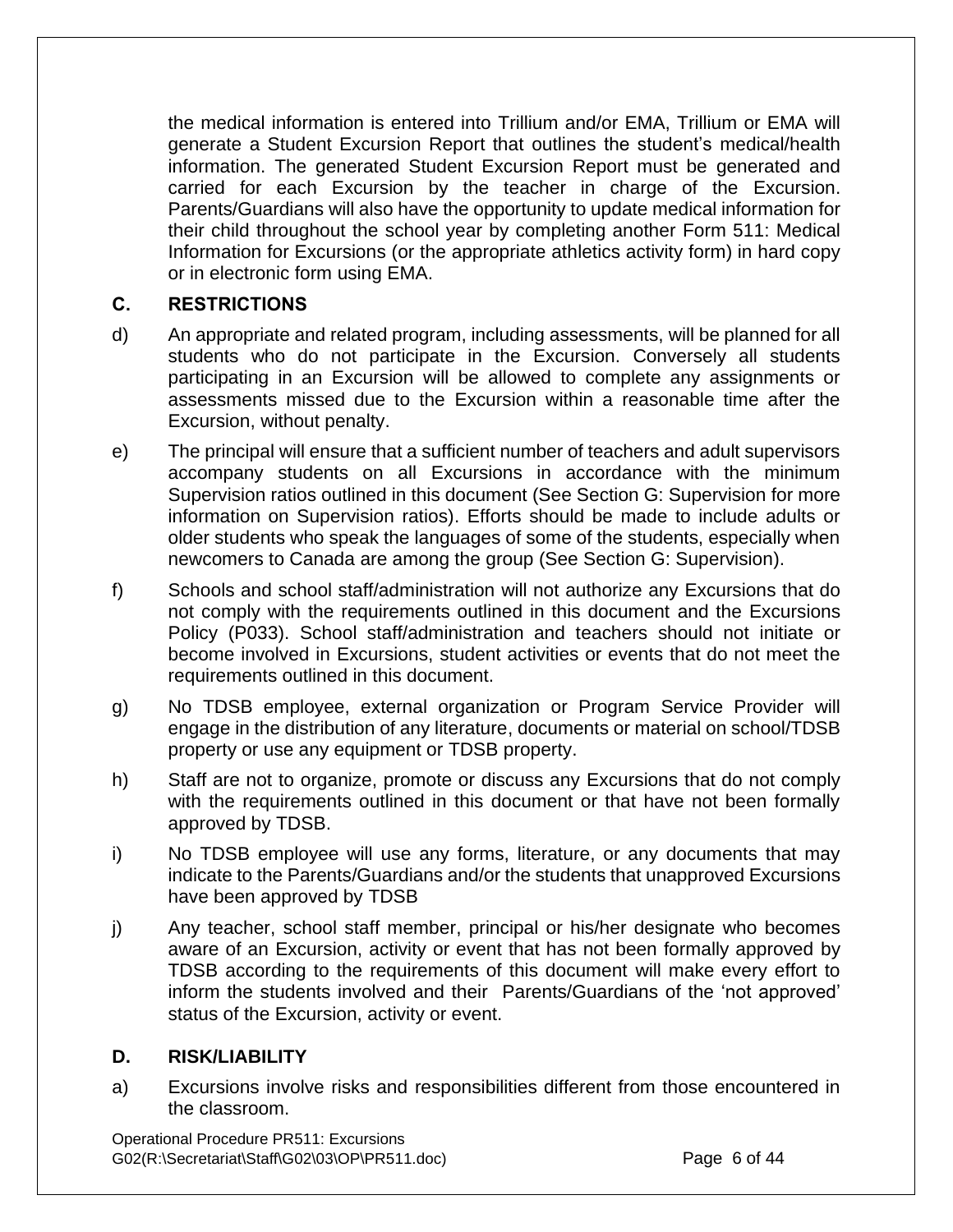the medical information is entered into Trillium and/or EMA, Trillium or EMA will generate a Student Excursion Report that outlines the student's medical/health information. The generated Student Excursion Report must be generated and carried for each Excursion by the teacher in charge of the Excursion. Parents/Guardians will also have the opportunity to update medical information for their child throughout the school year by completing another Form 511: Medical Information for Excursions (or the appropriate athletics activity form) in hard copy or in electronic form using EMA.

## C. RESTRICTIONS

d) An appropriate and related program, including assessments, will be planned for all students who do not participate in the Excursion. Conversely all students participating in an Excursion will be allowed to complete any assignments or assessments missed due to the Excursion within a reasonable time after the Excursion, without penalty.

e) The principal will ensure that a sufficient number of teachers and adult supervisors accompany students on all Excursions in accordance with the minimum Supervision ratios outlined in this document (See Section G: Supervision for more information on Supervision ratios). Efforts should be made to include adults or older students who speak the languages of some of the students, especially when newcomers to Canada are among the group (See Section G: Supervision).

f) Schools and school staff/administration will not authorize any Excursions that do not comply with the requirements outlined in this document and the Excursions Policy (P033). School staff/administration and teachers should not initiate or become involved in Excursions, student activities or events that do not meet the requirements outlined in this document.

g) No TDSB employee, external organization or Program Service Provider will engage in the distribution of any literature, documents or material on school/TDSB property or use any equipment or TDSB property.

h) Staff are not to organize, promote or discuss any Excursions that do not comply with the requirements outlined in this document or that have not been formally approved by TDSB.

i) No TDSB employee will use any forms, literature, or any documents that may indicate to the Parents/Guardians and/or the students that unapproved Excursions have been approved by TDSB

j) Any teacher, school staff member, principal or his/her designate who becomes aware of an Excursion, activity or event that has not been formally approved by TDSB according to the requirements of this document will make every effort to inform the students involved and their Parents/Guardians of the 'not approved' status of the Excursion, activity or event.

## D. RISK/LIABILITY

a) Excursions involve risks and responsibilities different from those encountered in the classroom.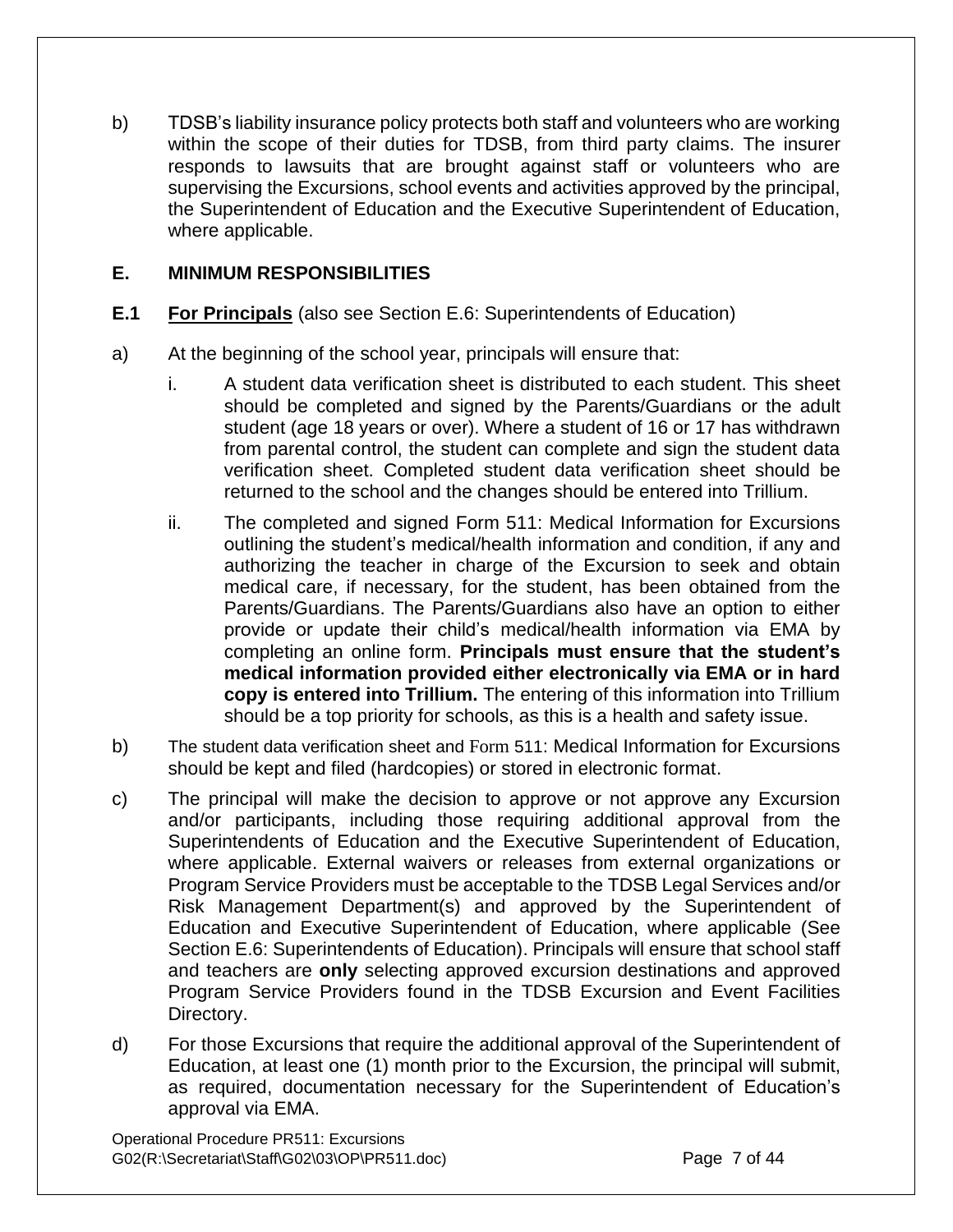b) TDSB's liability insurance policy protects both staff and volunteers who are working within the scope of their duties for TDSB, from third party claims. The insurer responds to lawsuits that are brought against staff or volunteers who are supervising the Excursions, school events and activities approved by the principal, the Superintendent of Education and the Executive Superintendent of Education, where applicable.

## E. MINIMUM RESPONSIBILITIES

### E.1 <u>For Principals</u> (also see Section E.6: Superintendents of Education)

a) At the beginning of the school year, principals will ensure that:

   i. A student data verification sheet is distributed to each student. This sheet should be completed and signed by the Parents/Guardians or the adult student (age 18 years or over). Where a student of 16 or 17 has withdrawn from parental control, the student can complete and sign the student data verification sheet. Completed student data verification sheet should be returned to the school and the changes should be entered into Trillium.

   ii. The completed and signed Form 511: Medical Information for Excursions outlining the student's medical/health information and condition, if any and authorizing the teacher in charge of the Excursion to seek and obtain medical care, if necessary, for the student, has been obtained from the Parents/Guardians. The Parents/Guardians also have an option to either provide or update their child's medical/health information via EMA by completing an online form. **Principals must ensure that the student's medical information provided either electronically via EMA or in hard copy is entered into Trillium.** The entering of this information into Trillium should be a top priority for schools, as this is a health and safety issue.

b) The student data verification sheet and Form 511: Medical Information for Excursions should be kept and filed (hardcopies) or stored in electronic format.

c) The principal will make the decision to approve or not approve any Excursion and/or participants, including those requiring additional approval from the Superintendents of Education and the Executive Superintendent of Education, where applicable. External waivers or releases from external organizations or Program Service Providers must be acceptable to the TDSB Legal Services and/or Risk Management Department(s) and approved by the Superintendent of Education and Executive Superintendent of Education, where applicable (See Section E.6: Superintendents of Education). Principals will ensure that school staff and teachers are **only** selecting approved excursion destinations and approved Program Service Providers found in the TDSB Excursion and Event Facilities Directory.

d) For those Excursions that require the additional approval of the Superintendent of Education, at least one (1) month prior to the Excursion, the principal will submit, as required, documentation necessary for the Superintendent of Education's approval via EMA.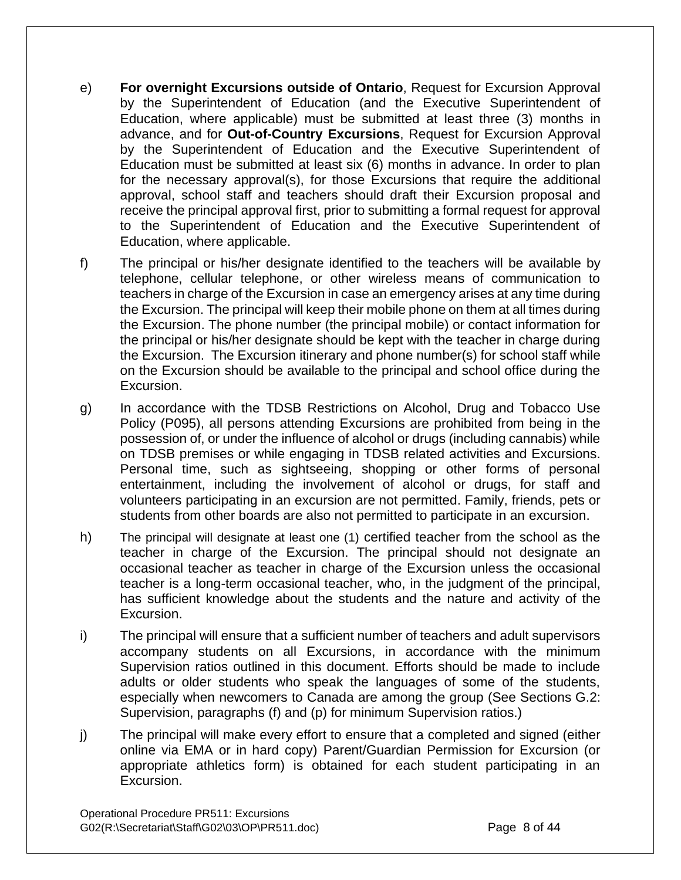e) **For overnight Excursions outside of Ontario**, Request for Excursion Approval by the Superintendent of Education (and the Executive Superintendent of Education, where applicable) must be submitted at least three (3) months in advance, and for **Out-of-Country Excursions**, Request for Excursion Approval by the Superintendent of Education and the Executive Superintendent of Education must be submitted at least six (6) months in advance. In order to plan for the necessary approval(s), for those Excursions that require the additional approval, school staff and teachers should draft their Excursion proposal and receive the principal approval first, prior to submitting a formal request for approval to the Superintendent of Education and the Executive Superintendent of Education, where applicable.

f) The principal or his/her designate identified to the teachers will be available by telephone, cellular telephone, or other wireless means of communication to teachers in charge of the Excursion in case an emergency arises at any time during the Excursion. The principal will keep their mobile phone on them at all times during the Excursion. The phone number (the principal mobile) or contact information for the principal or his/her designate should be kept with the teacher in charge during the Excursion. The Excursion itinerary and phone number(s) for school staff while on the Excursion should be available to the principal and school office during the Excursion.

g) In accordance with the TDSB Restrictions on Alcohol, Drug and Tobacco Use Policy (P095), all persons attending Excursions are prohibited from being in the possession of, or under the influence of alcohol or drugs (including cannabis) while on TDSB premises or while engaging in TDSB related activities and Excursions. Personal time, such as sightseeing, shopping or other forms of personal entertainment, including the involvement of alcohol or drugs, for staff and volunteers participating in an excursion are not permitted. Family, friends, pets or students from other boards are also not permitted to participate in an excursion.

h) The principal will designate at least one (1) certified teacher from the school as the teacher in charge of the Excursion. The principal should not designate an occasional teacher as teacher in charge of the Excursion unless the occasional teacher is a long-term occasional teacher, who, in the judgment of the principal, has sufficient knowledge about the students and the nature and activity of the Excursion.

i) The principal will ensure that a sufficient number of teachers and adult supervisors accompany students on all Excursions, in accordance with the minimum Supervision ratios outlined in this document. Efforts should be made to include adults or older students who speak the languages of some of the students, especially when newcomers to Canada are among the group (See Sections G.2: Supervision, paragraphs (f) and (p) for minimum Supervision ratios.)

j) The principal will make every effort to ensure that a completed and signed (either online via EMA or in hard copy) Parent/Guardian Permission for Excursion (or appropriate athletics form) is obtained for each student participating in an Excursion.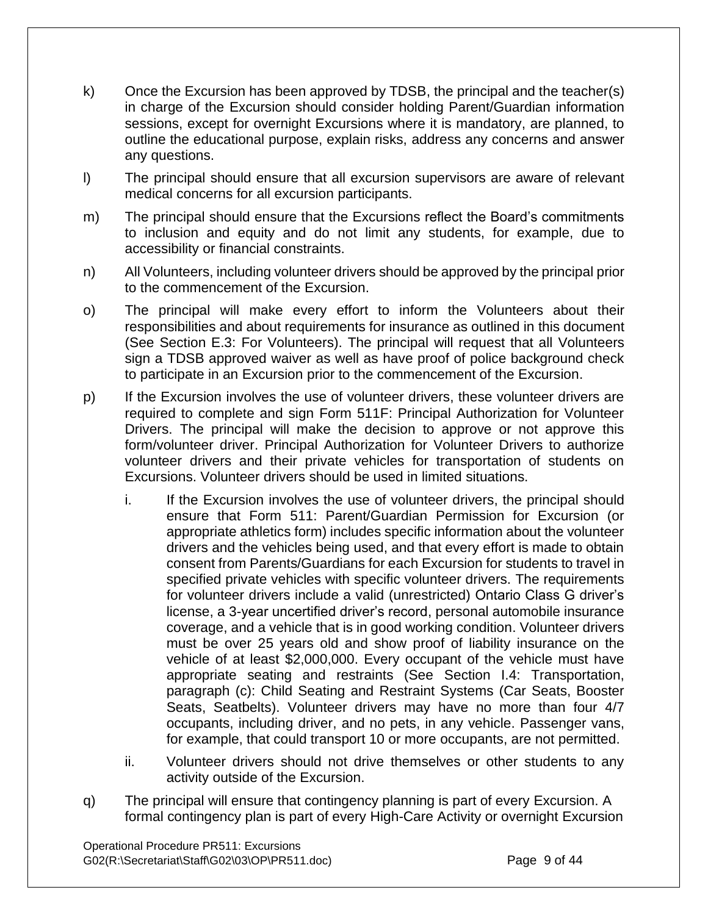k) Once the Excursion has been approved by TDSB, the principal and the teacher(s) in charge of the Excursion should consider holding Parent/Guardian information sessions, except for overnight Excursions where it is mandatory, are planned, to outline the educational purpose, explain risks, address any concerns and answer any questions.

l) The principal should ensure that all excursion supervisors are aware of relevant medical concerns for all excursion participants.

m) The principal should ensure that the Excursions reflect the Board's commitments to inclusion and equity and do not limit any students, for example, due to accessibility or financial constraints.

n) All Volunteers, including volunteer drivers should be approved by the principal prior to the commencement of the Excursion.

o) The principal will make every effort to inform the Volunteers about their responsibilities and about requirements for insurance as outlined in this document (See Section E.3: For Volunteers). The principal will request that all Volunteers sign a TDSB approved waiver as well as have proof of police background check to participate in an Excursion prior to the commencement of the Excursion.

p) If the Excursion involves the use of volunteer drivers, these volunteer drivers are required to complete and sign Form 511F: Principal Authorization for Volunteer Drivers. The principal will make the decision to approve or not approve this form/volunteer driver. Principal Authorization for Volunteer Drivers to authorize volunteer drivers and their private vehicles for transportation of students on Excursions. Volunteer drivers should be used in limited situations.

   i. If the Excursion involves the use of volunteer drivers, the principal should ensure that Form 511: Parent/Guardian Permission for Excursion (or appropriate athletics form) includes specific information about the volunteer drivers and the vehicles being used, and that every effort is made to obtain consent from Parents/Guardians for each Excursion for students to travel in specified private vehicles with specific volunteer drivers. The requirements for volunteer drivers include a valid (unrestricted) Ontario Class G driver's license, a 3-year uncertified driver's record, personal automobile insurance coverage, and a vehicle that is in good working condition. Volunteer drivers must be over 25 years old and show proof of liability insurance on the vehicle of at least $2,000,000. Every occupant of the vehicle must have appropriate seating and restraints (See Section I.4: Transportation, paragraph (c): Child Seating and Restraint Systems (Car Seats, Booster Seats, Seatbelts). Volunteer drivers may have no more than four 4/7 occupants, including driver, and no pets, in any vehicle. Passenger vans, for example, that could transport 10 or more occupants, are not permitted.

   ii. Volunteer drivers should not drive themselves or other students to any activity outside of the Excursion.

q) The principal will ensure that contingency planning is part of every Excursion. A formal contingency plan is part of every High-Care Activity or overnight Excursion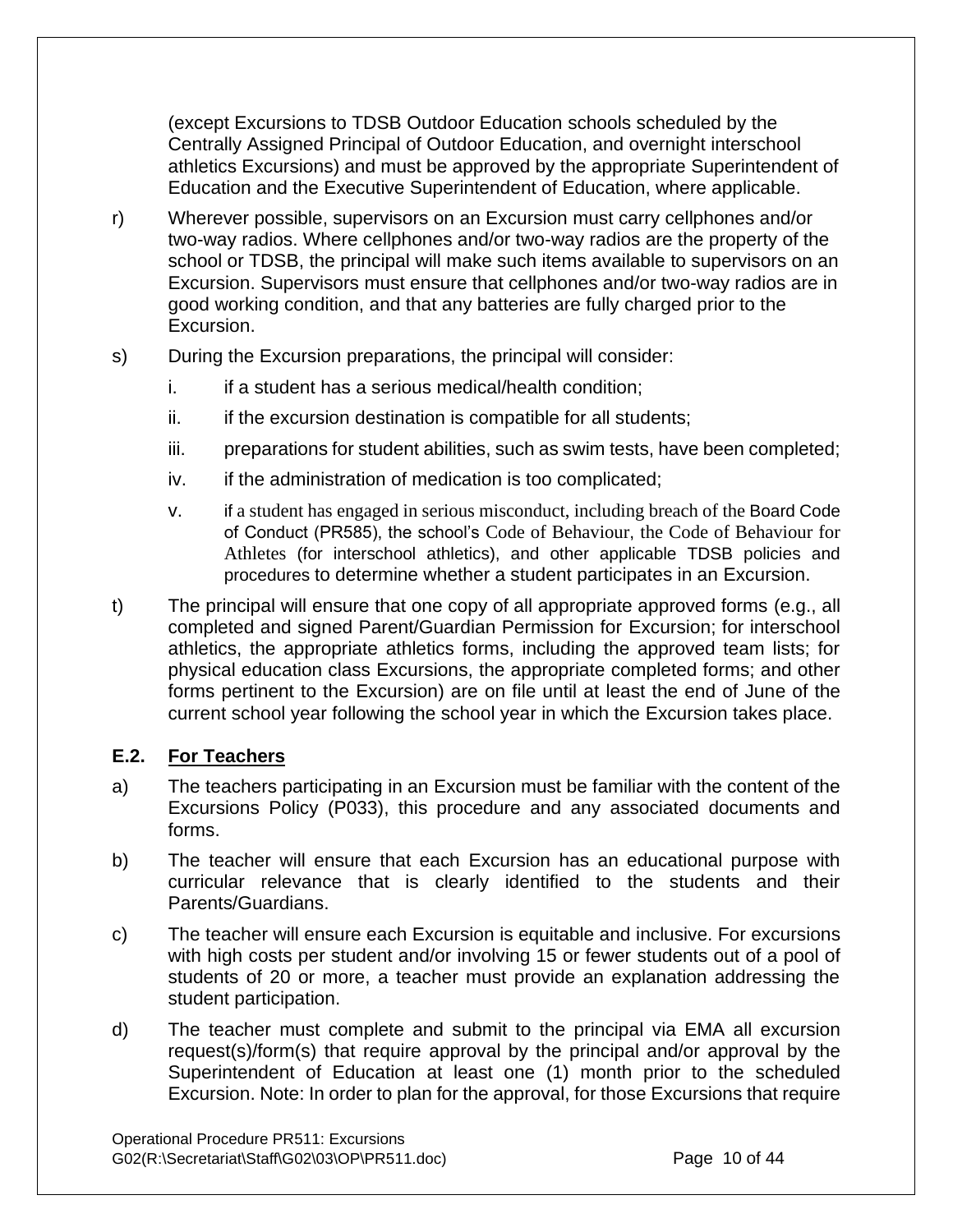(except Excursions to TDSB Outdoor Education schools scheduled by the Centrally Assigned Principal of Outdoor Education, and overnight interschool athletics Excursions) and must be approved by the appropriate Superintendent of Education and the Executive Superintendent of Education, where applicable.

r) Wherever possible, supervisors on an Excursion must carry cellphones and/or two-way radios. Where cellphones and/or two-way radios are the property of the school or TDSB, the principal will make such items available to supervisors on an Excursion. Supervisors must ensure that cellphones and/or two-way radios are in good working condition, and that any batteries are fully charged prior to the Excursion.

s) During the Excursion preparations, the principal will consider:

   i. if a student has a serious medical/health condition;

   ii. if the excursion destination is compatible for all students;

   iii. preparations for student abilities, such as swim tests, have been completed;

   iv. if the administration of medication is too complicated;

   v. if a student has engaged in serious misconduct, including breach of the Board Code of Conduct (PR585), the school's Code of Behaviour, the Code of Behaviour for Athletes (for interschool athletics), and other applicable TDSB policies and procedures to determine whether a student participates in an Excursion.

t) The principal will ensure that one copy of all appropriate approved forms (e.g., all completed and signed Parent/Guardian Permission for Excursion; for interschool athletics, the appropriate athletics forms, including the approved team lists; for physical education class Excursions, the appropriate completed forms; and other forms pertinent to the Excursion) are on file until at least the end of June of the current school year following the school year in which the Excursion takes place.

### E.2. For Teachers

a) The teachers participating in an Excursion must be familiar with the content of the Excursions Policy (P033), this procedure and any associated documents and forms.

b) The teacher will ensure that each Excursion has an educational purpose with curricular relevance that is clearly identified to the students and their Parents/Guardians.

c) The teacher will ensure each Excursion is equitable and inclusive. For excursions with high costs per student and/or involving 15 or fewer students out of a pool of students of 20 or more, a teacher must provide an explanation addressing the student participation.

d) The teacher must complete and submit to the principal via EMA all excursion request(s)/form(s) that require approval by the principal and/or approval by the Superintendent of Education at least one (1) month prior to the scheduled Excursion. Note: In order to plan for the approval, for those Excursions that require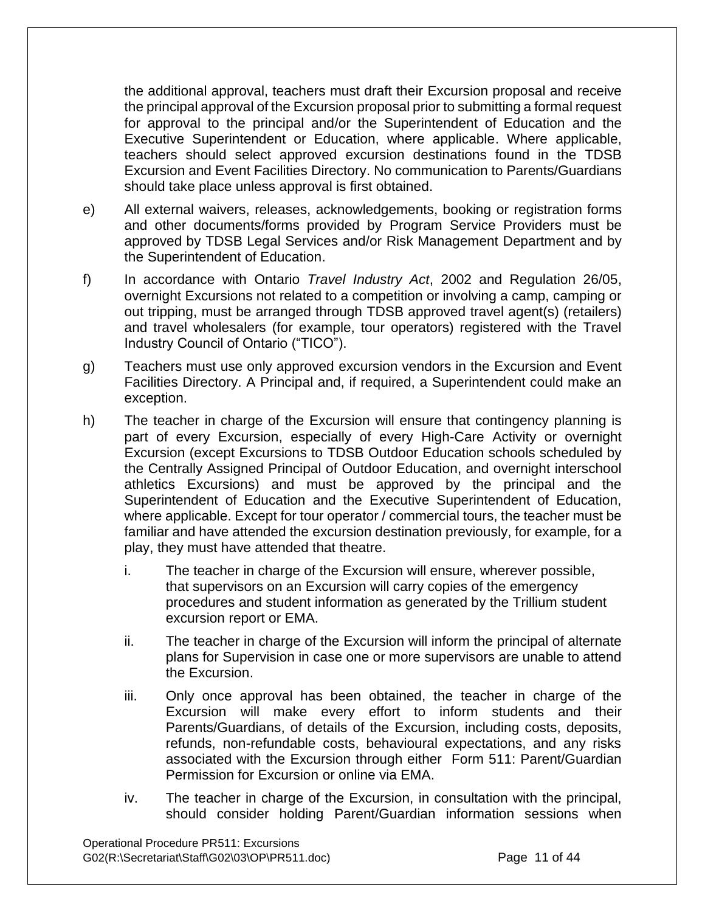the additional approval, teachers must draft their Excursion proposal and receive the principal approval of the Excursion proposal prior to submitting a formal request for approval to the principal and/or the Superintendent of Education and the Executive Superintendent or Education, where applicable. Where applicable, teachers should select approved excursion destinations found in the TDSB Excursion and Event Facilities Directory. No communication to Parents/Guardians should take place unless approval is first obtained.

e) All external waivers, releases, acknowledgements, booking or registration forms and other documents/forms provided by Program Service Providers must be approved by TDSB Legal Services and/or Risk Management Department and by the Superintendent of Education.

f) In accordance with Ontario *Travel Industry Act*, 2002 and Regulation 26/05, overnight Excursions not related to a competition or involving a camp, camping or out tripping, must be arranged through TDSB approved travel agent(s) (retailers) and travel wholesalers (for example, tour operators) registered with the Travel Industry Council of Ontario ("TICO").

g) Teachers must use only approved excursion vendors in the Excursion and Event Facilities Directory. A Principal and, if required, a Superintendent could make an exception.

h) The teacher in charge of the Excursion will ensure that contingency planning is part of every Excursion, especially of every High-Care Activity or overnight Excursion (except Excursions to TDSB Outdoor Education schools scheduled by the Centrally Assigned Principal of Outdoor Education, and overnight interschool athletics Excursions) and must be approved by the principal and the Superintendent of Education and the Executive Superintendent of Education, where applicable. Except for tour operator / commercial tours, the teacher must be familiar and have attended the excursion destination previously, for example, for a play, they must have attended that theatre.

   i. The teacher in charge of the Excursion will ensure, wherever possible, that supervisors on an Excursion will carry copies of the emergency procedures and student information as generated by the Trillium student excursion report or EMA.

   ii. The teacher in charge of the Excursion will inform the principal of alternate plans for Supervision in case one or more supervisors are unable to attend the Excursion.

   iii. Only once approval has been obtained, the teacher in charge of the Excursion will make every effort to inform students and their Parents/Guardians, of details of the Excursion, including costs, deposits, refunds, non-refundable costs, behavioural expectations, and any risks associated with the Excursion through either Form 511: Parent/Guardian Permission for Excursion or online via EMA.

   iv. The teacher in charge of the Excursion, in consultation with the principal, should consider holding Parent/Guardian information sessions when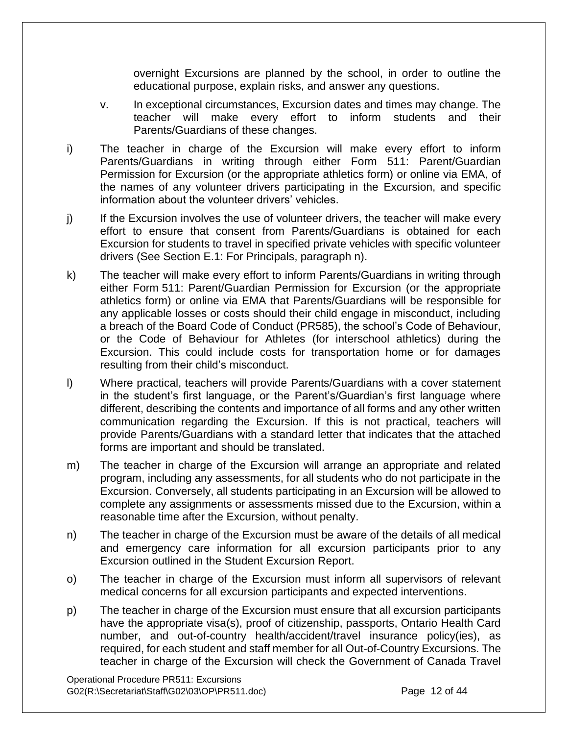overnight Excursions are planned by the school, in order to outline the educational purpose, explain risks, and answer any questions.

v. In exceptional circumstances, Excursion dates and times may change. The teacher will make every effort to inform students and their Parents/Guardians of these changes.

i) The teacher in charge of the Excursion will make every effort to inform Parents/Guardians in writing through either Form 511: Parent/Guardian Permission for Excursion (or the appropriate athletics form) or online via EMA, of the names of any volunteer drivers participating in the Excursion, and specific information about the volunteer drivers' vehicles.

j) If the Excursion involves the use of volunteer drivers, the teacher will make every effort to ensure that consent from Parents/Guardians is obtained for each Excursion for students to travel in specified private vehicles with specific volunteer drivers (See Section E.1: For Principals, paragraph n).

k) The teacher will make every effort to inform Parents/Guardians in writing through either Form 511: Parent/Guardian Permission for Excursion (or the appropriate athletics form) or online via EMA that Parents/Guardians will be responsible for any applicable losses or costs should their child engage in misconduct, including a breach of the Board Code of Conduct (PR585), the school's Code of Behaviour, or the Code of Behaviour for Athletes (for interschool athletics) during the Excursion. This could include costs for transportation home or for damages resulting from their child's misconduct.

l) Where practical, teachers will provide Parents/Guardians with a cover statement in the student's first language, or the Parent's/Guardian's first language where different, describing the contents and importance of all forms and any other written communication regarding the Excursion. If this is not practical, teachers will provide Parents/Guardians with a standard letter that indicates that the attached forms are important and should be translated.

m) The teacher in charge of the Excursion will arrange an appropriate and related program, including any assessments, for all students who do not participate in the Excursion. Conversely, all students participating in an Excursion will be allowed to complete any assignments or assessments missed due to the Excursion, within a reasonable time after the Excursion, without penalty.

n) The teacher in charge of the Excursion must be aware of the details of all medical and emergency care information for all excursion participants prior to any Excursion outlined in the Student Excursion Report.

o) The teacher in charge of the Excursion must inform all supervisors of relevant medical concerns for all excursion participants and expected interventions.

p) The teacher in charge of the Excursion must ensure that all excursion participants have the appropriate visa(s), proof of citizenship, passports, Ontario Health Card number, and out-of-country health/accident/travel insurance policy(ies), as required, for each student and staff member for all Out-of-Country Excursions. The teacher in charge of the Excursion will check the Government of Canada Travel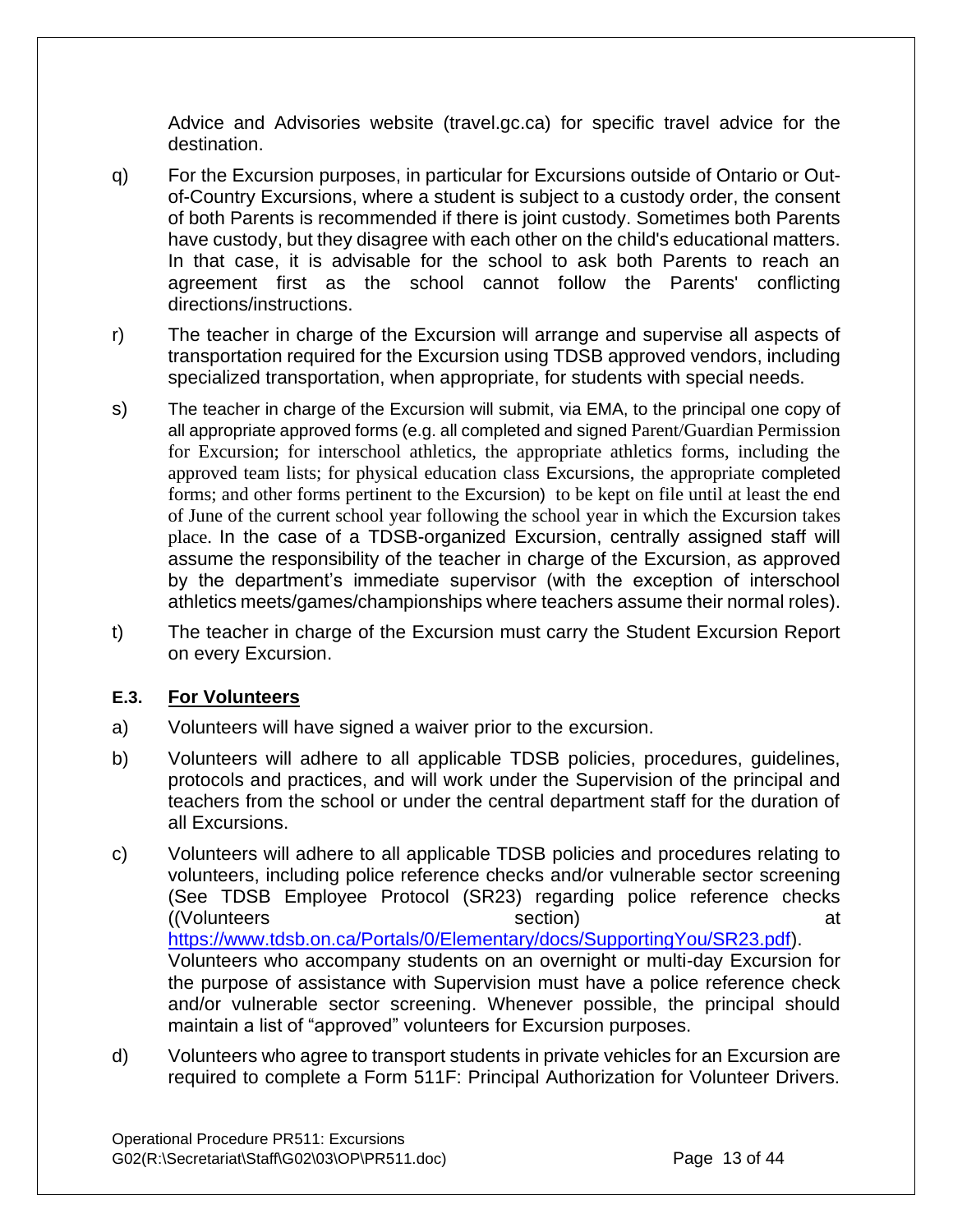Advice and Advisories website (travel.gc.ca) for specific travel advice for the destination.

q) For the Excursion purposes, in particular for Excursions outside of Ontario or Out-of-Country Excursions, where a student is subject to a custody order, the consent of both Parents is recommended if there is joint custody. Sometimes both Parents have custody, but they disagree with each other on the child's educational matters. In that case, it is advisable for the school to ask both Parents to reach an agreement first as the school cannot follow the Parents' conflicting directions/instructions.

r) The teacher in charge of the Excursion will arrange and supervise all aspects of transportation required for the Excursion using TDSB approved vendors, including specialized transportation, when appropriate, for students with special needs.

s) The teacher in charge of the Excursion will submit, via EMA, to the principal one copy of all appropriate approved forms (e.g. all completed and signed Parent/Guardian Permission for Excursion; for interschool athletics, the appropriate athletics forms, including the approved team lists; for physical education class Excursions, the appropriate completed forms; and other forms pertinent to the Excursion) to be kept on file until at least the end of June of the current school year following the school year in which the Excursion takes place. In the case of a TDSB-organized Excursion, centrally assigned staff will assume the responsibility of the teacher in charge of the Excursion, as approved by the department's immediate supervisor (with the exception of interschool athletics meets/games/championships where teachers assume their normal roles).

t) The teacher in charge of the Excursion must carry the Student Excursion Report on every Excursion.

### E.3. <u>For Volunteers</u>

a) Volunteers will have signed a waiver prior to the excursion.

b) Volunteers will adhere to all applicable TDSB policies, procedures, guidelines, protocols and practices, and will work under the Supervision of the principal and teachers from the school or under the central department staff for the duration of all Excursions.

c) Volunteers will adhere to all applicable TDSB policies and procedures relating to volunteers, including police reference checks and/or vulnerable sector screening (See TDSB Employee Protocol (SR23) regarding police reference checks ((Volunteers section) at [https://www.tdsb.on.ca/Portals/0/Elementary/docs/SupportingYou/SR23.pdf](https://www.tdsb.on.ca/Portals/0/Elementary/docs/SupportingYou/SR23.pdf)). Volunteers who accompany students on an overnight or multi-day Excursion for the purpose of assistance with Supervision must have a police reference check and/or vulnerable sector screening. Whenever possible, the principal should maintain a list of "approved" volunteers for Excursion purposes.

d) Volunteers who agree to transport students in private vehicles for an Excursion are required to complete a Form 511F: Principal Authorization for Volunteer Drivers.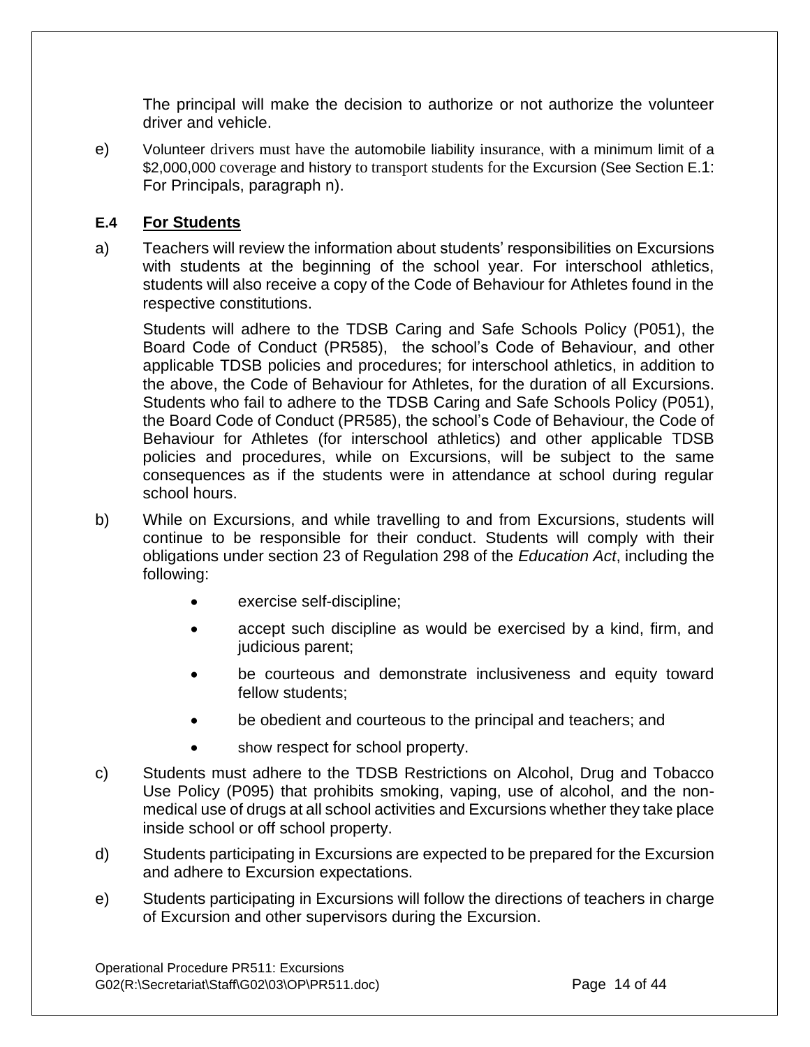The principal will make the decision to authorize or not authorize the volunteer driver and vehicle.

e) Volunteer drivers must have the automobile liability insurance, with a minimum limit of a $2,000,000 coverage and history to transport students for the Excursion (See Section E.1: For Principals, paragraph n).

### E.4 <u>For Students</u>

a) Teachers will review the information about students' responsibilities on Excursions with students at the beginning of the school year. For interschool athletics, students will also receive a copy of the Code of Behaviour for Athletes found in the respective constitutions.

   Students will adhere to the TDSB Caring and Safe Schools Policy (P051), the Board Code of Conduct (PR585), the school's Code of Behaviour, and other applicable TDSB policies and procedures; for interschool athletics, in addition to the above, the Code of Behaviour for Athletes, for the duration of all Excursions. Students who fail to adhere to the TDSB Caring and Safe Schools Policy (P051), the Board Code of Conduct (PR585), the school's Code of Behaviour, the Code of Behaviour for Athletes (for interschool athletics) and other applicable TDSB policies and procedures, while on Excursions, will be subject to the same consequences as if the students were in attendance at school during regular school hours.

b) While on Excursions, and while travelling to and from Excursions, students will continue to be responsible for their conduct. Students will comply with their obligations under section 23 of Regulation 298 of the *Education Act*, including the following:

   - exercise self-discipline;
   - accept such discipline as would be exercised by a kind, firm, and judicious parent;
   - be courteous and demonstrate inclusiveness and equity toward fellow students;
   - be obedient and courteous to the principal and teachers; and
   - show respect for school property.

c) Students must adhere to the TDSB Restrictions on Alcohol, Drug and Tobacco Use Policy (P095) that prohibits smoking, vaping, use of alcohol, and the non-medical use of drugs at all school activities and Excursions whether they take place inside school or off school property.

d) Students participating in Excursions are expected to be prepared for the Excursion and adhere to Excursion expectations.

e) Students participating in Excursions will follow the directions of teachers in charge of Excursion and other supervisors during the Excursion.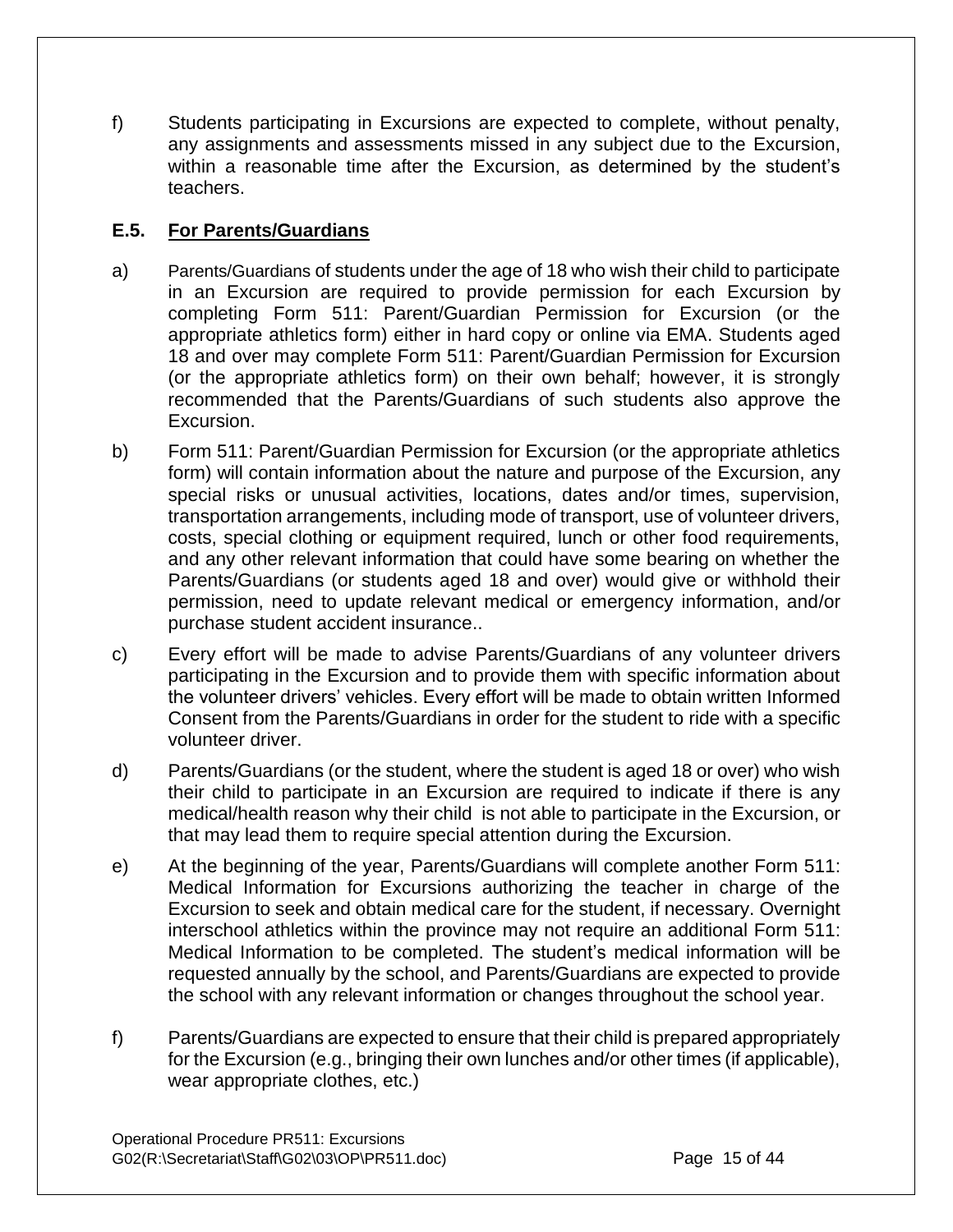f) Students participating in Excursions are expected to complete, without penalty, any assignments and assessments missed in any subject due to the Excursion, within a reasonable time after the Excursion, as determined by the student's teachers.

## E.5. For Parents/Guardians

a) Parents/Guardians of students under the age of 18 who wish their child to participate in an Excursion are required to provide permission for each Excursion by completing Form 511: Parent/Guardian Permission for Excursion (or the appropriate athletics form) either in hard copy or online via EMA. Students aged 18 and over may complete Form 511: Parent/Guardian Permission for Excursion (or the appropriate athletics form) on their own behalf; however, it is strongly recommended that the Parents/Guardians of such students also approve the Excursion.

b) Form 511: Parent/Guardian Permission for Excursion (or the appropriate athletics form) will contain information about the nature and purpose of the Excursion, any special risks or unusual activities, locations, dates and/or times, supervision, transportation arrangements, including mode of transport, use of volunteer drivers, costs, special clothing or equipment required, lunch or other food requirements, and any other relevant information that could have some bearing on whether the Parents/Guardians (or students aged 18 and over) would give or withhold their permission, need to update relevant medical or emergency information, and/or purchase student accident insurance..

c) Every effort will be made to advise Parents/Guardians of any volunteer drivers participating in the Excursion and to provide them with specific information about the volunteer drivers' vehicles. Every effort will be made to obtain written Informed Consent from the Parents/Guardians in order for the student to ride with a specific volunteer driver.

d) Parents/Guardians (or the student, where the student is aged 18 or over) who wish their child to participate in an Excursion are required to indicate if there is any medical/health reason why their child is not able to participate in the Excursion, or that may lead them to require special attention during the Excursion.

e) At the beginning of the year, Parents/Guardians will complete another Form 511: Medical Information for Excursions authorizing the teacher in charge of the Excursion to seek and obtain medical care for the student, if necessary. Overnight interschool athletics within the province may not require an additional Form 511: Medical Information to be completed. The student's medical information will be requested annually by the school, and Parents/Guardians are expected to provide the school with any relevant information or changes throughout the school year.

f) Parents/Guardians are expected to ensure that their child is prepared appropriately for the Excursion (e.g., bringing their own lunches and/or other times (if applicable), wear appropriate clothes, etc.)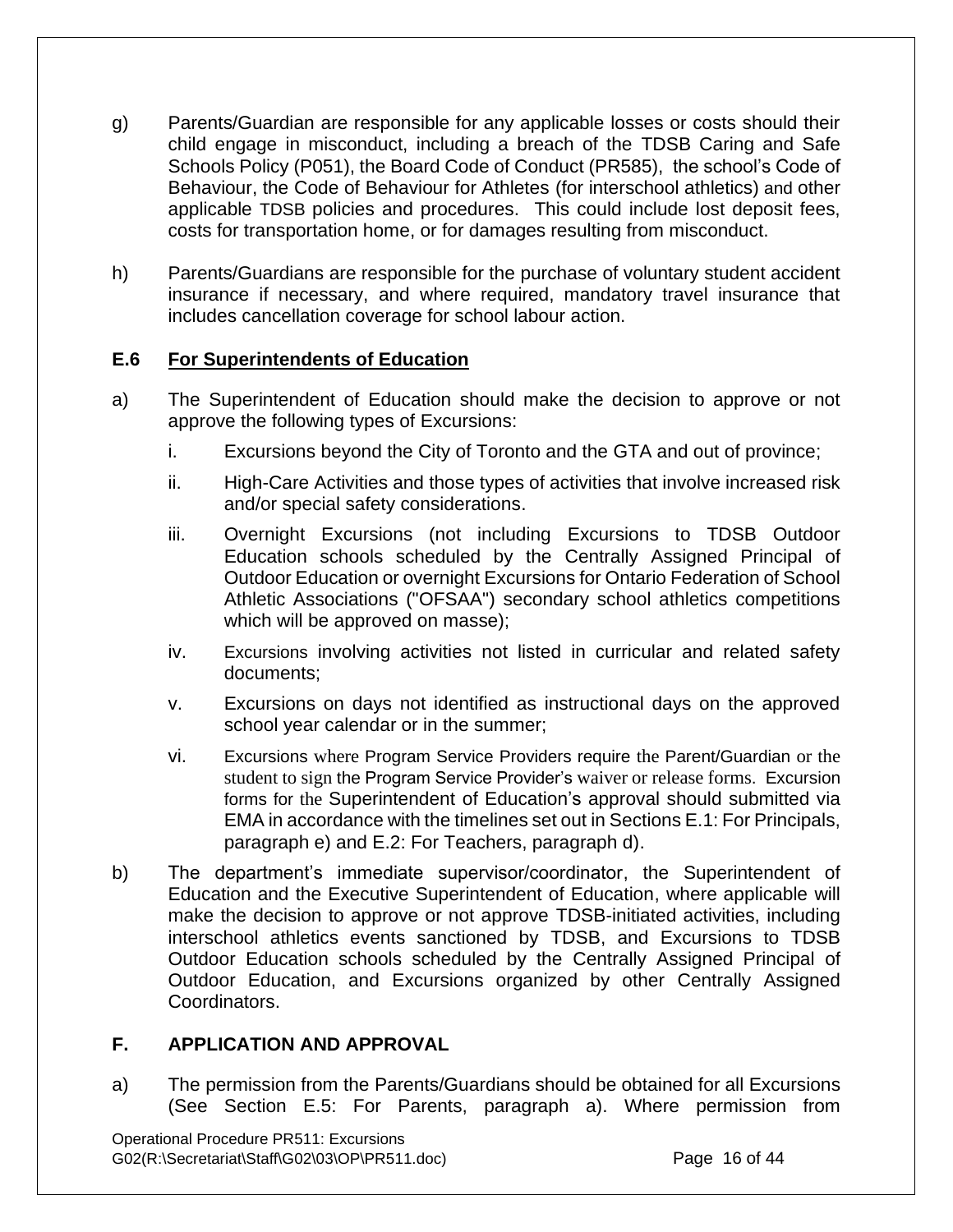g) Parents/Guardian are responsible for any applicable losses or costs should their child engage in misconduct, including a breach of the TDSB Caring and Safe Schools Policy (P051), the Board Code of Conduct (PR585), the school's Code of Behaviour, the Code of Behaviour for Athletes (for interschool athletics) and other applicable TDSB policies and procedures. This could include lost deposit fees, costs for transportation home, or for damages resulting from misconduct.

h) Parents/Guardians are responsible for the purchase of voluntary student accident insurance if necessary, and where required, mandatory travel insurance that includes cancellation coverage for school labour action.

### E.6 For Superintendents of Education

a) The Superintendent of Education should make the decision to approve or not approve the following types of Excursions:

   i. Excursions beyond the City of Toronto and the GTA and out of province;

   ii. High-Care Activities and those types of activities that involve increased risk and/or special safety considerations.

   iii. Overnight Excursions (not including Excursions to TDSB Outdoor Education schools scheduled by the Centrally Assigned Principal of Outdoor Education or overnight Excursions for Ontario Federation of School Athletic Associations ("OFSAA") secondary school athletics competitions which will be approved on masse);

   iv. Excursions involving activities not listed in curricular and related safety documents;

   v. Excursions on days not identified as instructional days on the approved school year calendar or in the summer;

   vi. Excursions where Program Service Providers require the Parent/Guardian or the student to sign the Program Service Provider's waiver or release forms. Excursion forms for the Superintendent of Education's approval should submitted via EMA in accordance with the timelines set out in Sections E.1: For Principals, paragraph e) and E.2: For Teachers, paragraph d).

b) The department's immediate supervisor/coordinator, the Superintendent of Education and the Executive Superintendent of Education, where applicable will make the decision to approve or not approve TDSB-initiated activities, including interschool athletics events sanctioned by TDSB, and Excursions to TDSB Outdoor Education schools scheduled by the Centrally Assigned Principal of Outdoor Education, and Excursions organized by other Centrally Assigned Coordinators.

## F. APPLICATION AND APPROVAL

a) The permission from the Parents/Guardians should be obtained for all Excursions (See Section E.5: For Parents, paragraph a). Where permission from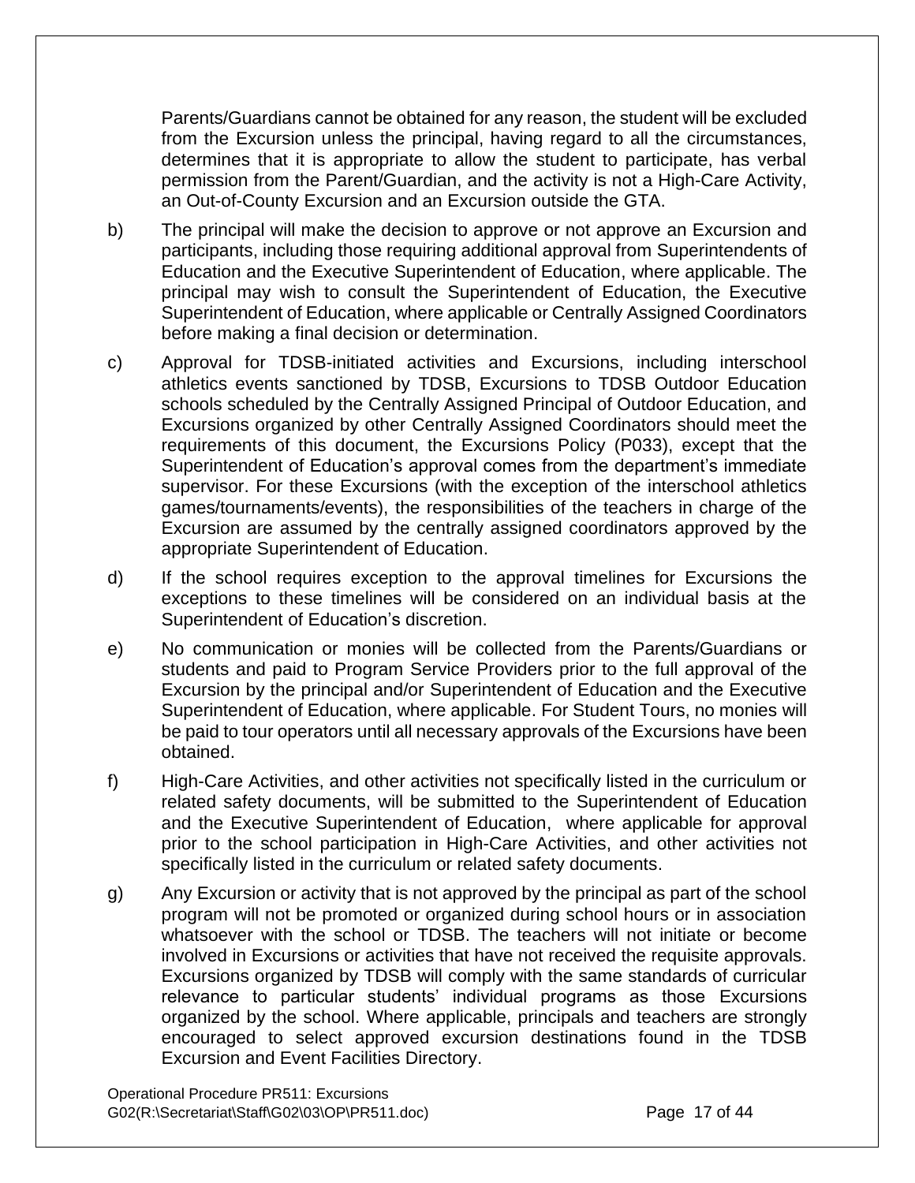Parents/Guardians cannot be obtained for any reason, the student will be excluded from the Excursion unless the principal, having regard to all the circumstances, determines that it is appropriate to allow the student to participate, has verbal permission from the Parent/Guardian, and the activity is not a High-Care Activity, an Out-of-County Excursion and an Excursion outside the GTA.

b) The principal will make the decision to approve or not approve an Excursion and participants, including those requiring additional approval from Superintendents of Education and the Executive Superintendent of Education, where applicable. The principal may wish to consult the Superintendent of Education, the Executive Superintendent of Education, where applicable or Centrally Assigned Coordinators before making a final decision or determination.

c) Approval for TDSB-initiated activities and Excursions, including interschool athletics events sanctioned by TDSB, Excursions to TDSB Outdoor Education schools scheduled by the Centrally Assigned Principal of Outdoor Education, and Excursions organized by other Centrally Assigned Coordinators should meet the requirements of this document, the Excursions Policy (P033), except that the Superintendent of Education's approval comes from the department's immediate supervisor. For these Excursions (with the exception of the interschool athletics games/tournaments/events), the responsibilities of the teachers in charge of the Excursion are assumed by the centrally assigned coordinators approved by the appropriate Superintendent of Education.

d) If the school requires exception to the approval timelines for Excursions the exceptions to these timelines will be considered on an individual basis at the Superintendent of Education's discretion.

e) No communication or monies will be collected from the Parents/Guardians or students and paid to Program Service Providers prior to the full approval of the Excursion by the principal and/or Superintendent of Education and the Executive Superintendent of Education, where applicable. For Student Tours, no monies will be paid to tour operators until all necessary approvals of the Excursions have been obtained.

f) High-Care Activities, and other activities not specifically listed in the curriculum or related safety documents, will be submitted to the Superintendent of Education and the Executive Superintendent of Education, where applicable for approval prior to the school participation in High-Care Activities, and other activities not specifically listed in the curriculum or related safety documents.

g) Any Excursion or activity that is not approved by the principal as part of the school program will not be promoted or organized during school hours or in association whatsoever with the school or TDSB. The teachers will not initiate or become involved in Excursions or activities that have not received the requisite approvals. Excursions organized by TDSB will comply with the same standards of curricular relevance to particular students' individual programs as those Excursions organized by the school. Where applicable, principals and teachers are strongly encouraged to select approved excursion destinations found in the TDSB Excursion and Event Facilities Directory.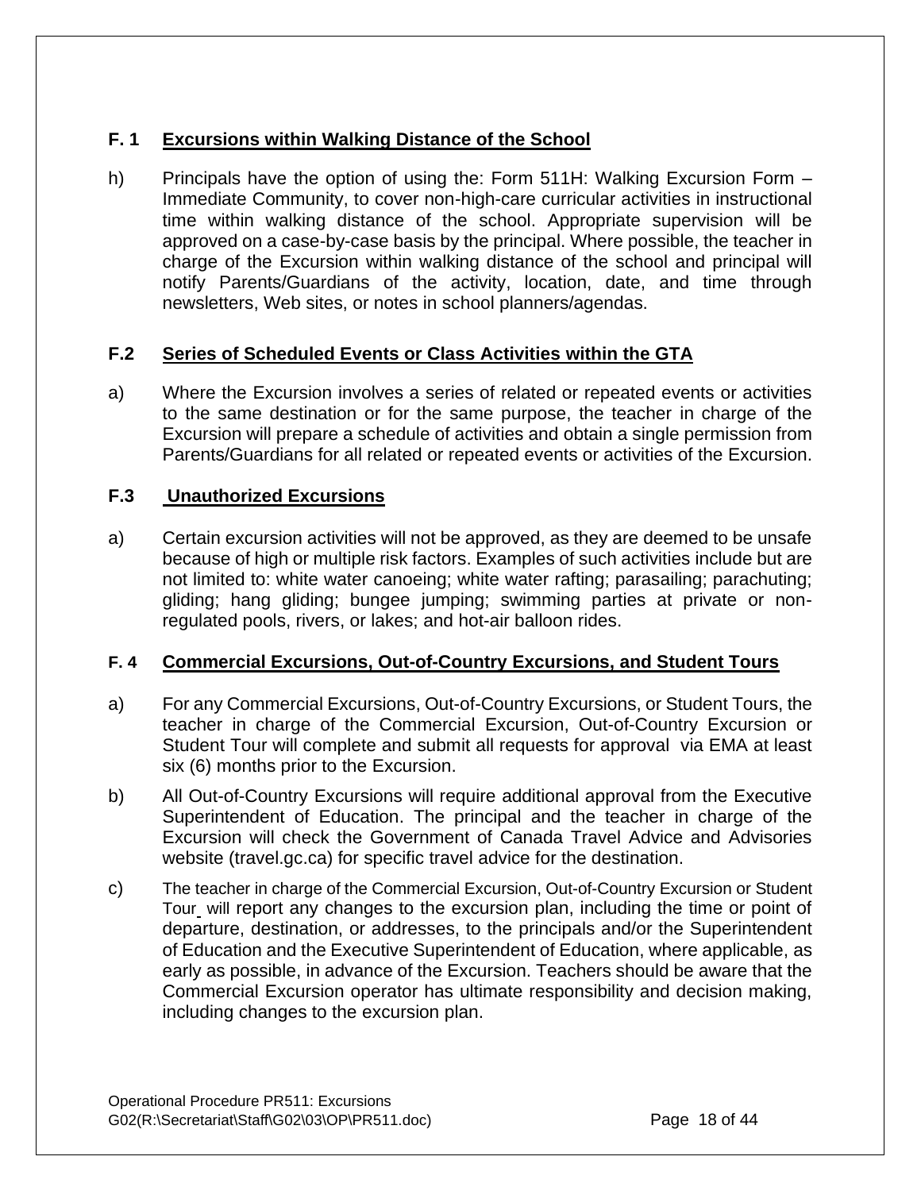### F. 1 Excursions within Walking Distance of the School

h) Principals have the option of using the: Form 511H: Walking Excursion Form – Immediate Community, to cover non-high-care curricular activities in instructional time within walking distance of the school. Appropriate supervision will be approved on a case-by-case basis by the principal. Where possible, the teacher in charge of the Excursion within walking distance of the school and principal will notify Parents/Guardians of the activity, location, date, and time through newsletters, Web sites, or notes in school planners/agendas.

### F.2 Series of Scheduled Events or Class Activities within the GTA

a) Where the Excursion involves a series of related or repeated events or activities to the same destination or for the same purpose, the teacher in charge of the Excursion will prepare a schedule of activities and obtain a single permission from Parents/Guardians for all related or repeated events or activities of the Excursion.

### F.3 Unauthorized Excursions

a) Certain excursion activities will not be approved, as they are deemed to be unsafe because of high or multiple risk factors. Examples of such activities include but are not limited to: white water canoeing; white water rafting; parasailing; parachuting; gliding; hang gliding; bungee jumping; swimming parties at private or non-regulated pools, rivers, or lakes; and hot-air balloon rides.

### F. 4 Commercial Excursions, Out-of-Country Excursions, and Student Tours

a) For any Commercial Excursions, Out-of-Country Excursions, or Student Tours, the teacher in charge of the Commercial Excursion, Out-of-Country Excursion or Student Tour will complete and submit all requests for approval via EMA at least six (6) months prior to the Excursion.

b) All Out-of-Country Excursions will require additional approval from the Executive Superintendent of Education. The principal and the teacher in charge of the Excursion will check the Government of Canada Travel Advice and Advisories website (travel.gc.ca) for specific travel advice for the destination.

c) The teacher in charge of the Commercial Excursion, Out-of-Country Excursion or Student Tour will report any changes to the excursion plan, including the time or point of departure, destination, or addresses, to the principals and/or the Superintendent of Education and the Executive Superintendent of Education, where applicable, as early as possible, in advance of the Excursion. Teachers should be aware that the Commercial Excursion operator has ultimate responsibility and decision making, including changes to the excursion plan.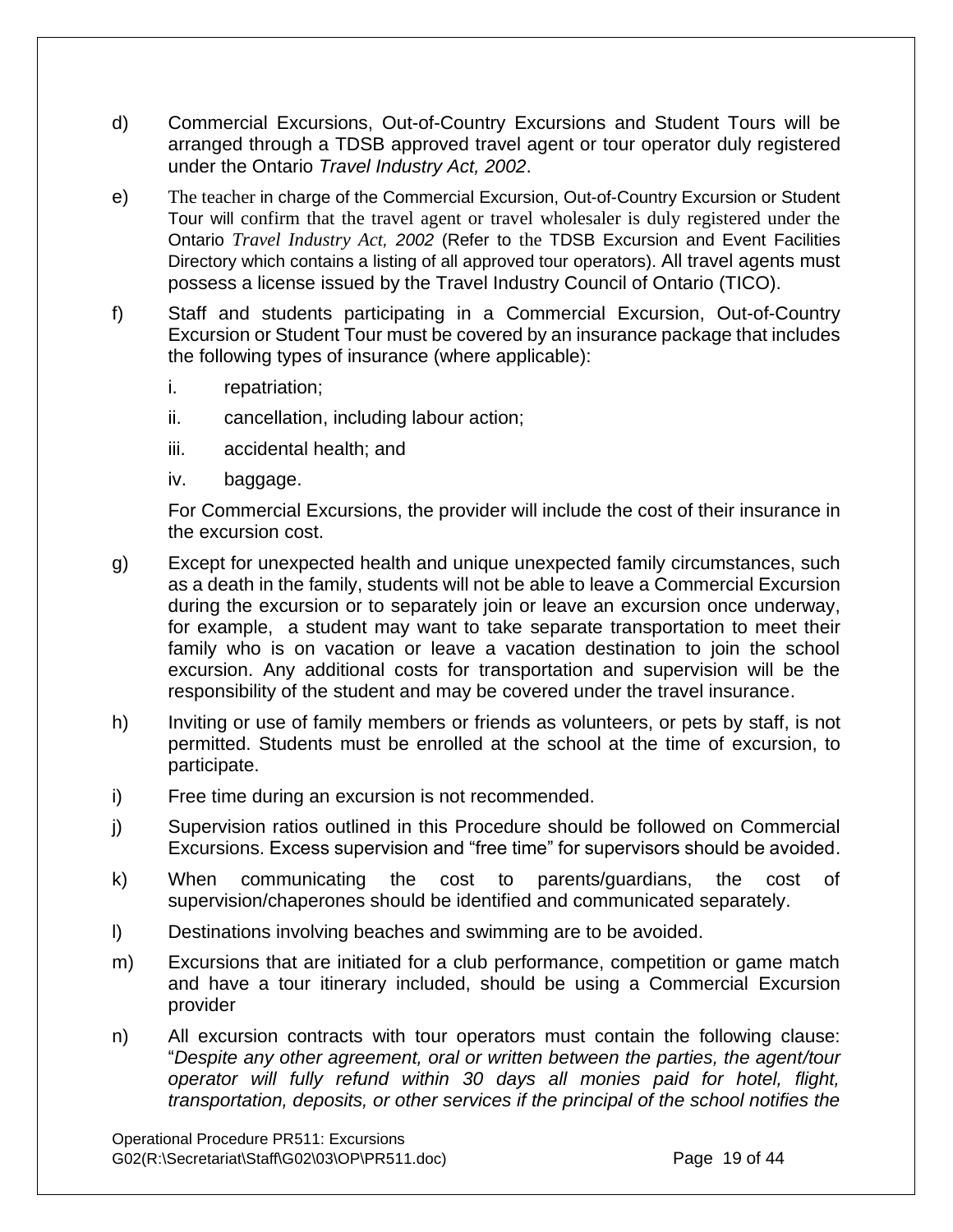d) Commercial Excursions, Out-of-Country Excursions and Student Tours will be arranged through a TDSB approved travel agent or tour operator duly registered under the Ontario *Travel Industry Act, 2002*.

e) The teacher in charge of the Commercial Excursion, Out-of-Country Excursion or Student Tour will confirm that the travel agent or travel wholesaler is duly registered under the Ontario *Travel Industry Act, 2002* (Refer to the TDSB Excursion and Event Facilities Directory which contains a listing of all approved tour operators). All travel agents must possess a license issued by the Travel Industry Council of Ontario (TICO).

f) Staff and students participating in a Commercial Excursion, Out-of-Country Excursion or Student Tour must be covered by an insurance package that includes the following types of insurance (where applicable):

   i. repatriation;

   ii. cancellation, including labour action;

   iii. accidental health; and

   iv. baggage.

   For Commercial Excursions, the provider will include the cost of their insurance in the excursion cost.

g) Except for unexpected health and unique unexpected family circumstances, such as a death in the family, students will not be able to leave a Commercial Excursion during the excursion or to separately join or leave an excursion once underway, for example, a student may want to take separate transportation to meet their family who is on vacation or leave a vacation destination to join the school excursion. Any additional costs for transportation and supervision will be the responsibility of the student and may be covered under the travel insurance.

h) Inviting or use of family members or friends as volunteers, or pets by staff, is not permitted. Students must be enrolled at the school at the time of excursion, to participate.

i) Free time during an excursion is not recommended.

j) Supervision ratios outlined in this Procedure should be followed on Commercial Excursions. Excess supervision and "free time" for supervisors should be avoided.

k) When communicating the cost to parents/guardians, the cost of supervision/chaperones should be identified and communicated separately.

l) Destinations involving beaches and swimming are to be avoided.

m) Excursions that are initiated for a club performance, competition or game match and have a tour itinerary included, should be using a Commercial Excursion provider

n) All excursion contracts with tour operators must contain the following clause: "*Despite any other agreement, oral or written between the parties, the agent/tour operator will fully refund within 30 days all monies paid for hotel, flight, transportation, deposits, or other services if the principal of the school notifies the*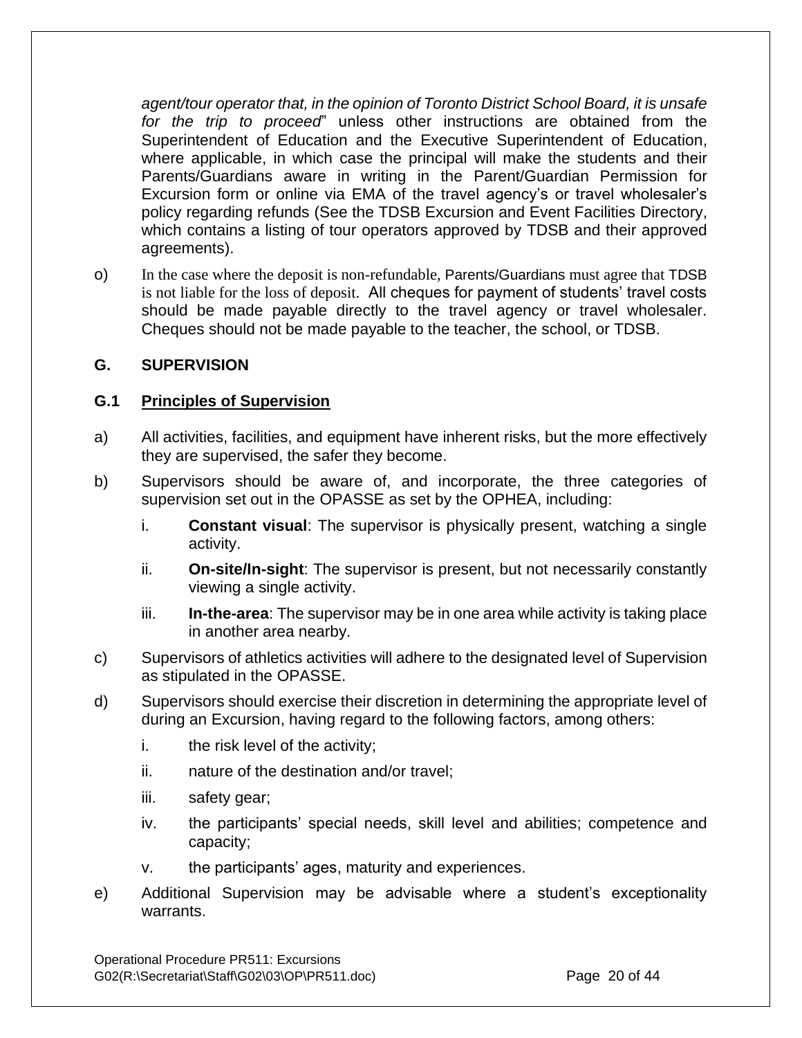*agent/tour operator that, in the opinion of Toronto District School Board, it is unsafe for the trip to proceed*" unless other instructions are obtained from the Superintendent of Education and the Executive Superintendent of Education, where applicable, in which case the principal will make the students and their Parents/Guardians aware in writing in the Parent/Guardian Permission for Excursion form or online via EMA of the travel agency's or travel wholesaler's policy regarding refunds (See the TDSB Excursion and Event Facilities Directory, which contains a listing of tour operators approved by TDSB and their approved agreements).

o) In the case where the deposit is non-refundable, Parents/Guardians must agree that TDSB is not liable for the loss of deposit. All cheques for payment of students' travel costs should be made payable directly to the travel agency or travel wholesaler. Cheques should not be made payable to the teacher, the school, or TDSB.

## G. SUPERVISION

### G.1 Principles of Supervision

a) All activities, facilities, and equipment have inherent risks, but the more effectively they are supervised, the safer they become.

b) Supervisors should be aware of, and incorporate, the three categories of supervision set out in the OPASSE as set by the OPHEA, including:

   i. **Constant visual**: The supervisor is physically present, watching a single activity.

   ii. **On-site/In-sight**: The supervisor is present, but not necessarily constantly viewing a single activity.

   iii. **In-the-area**: The supervisor may be in one area while activity is taking place in another area nearby.

c) Supervisors of athletics activities will adhere to the designated level of Supervision as stipulated in the OPASSE.

d) Supervisors should exercise their discretion in determining the appropriate level of during an Excursion, having regard to the following factors, among others:

   i. the risk level of the activity;

   ii. nature of the destination and/or travel;

   iii. safety gear;

   iv. the participants' special needs, skill level and abilities; competence and capacity;

   v. the participants' ages, maturity and experiences.

e) Additional Supervision may be advisable where a student's exceptionality warrants.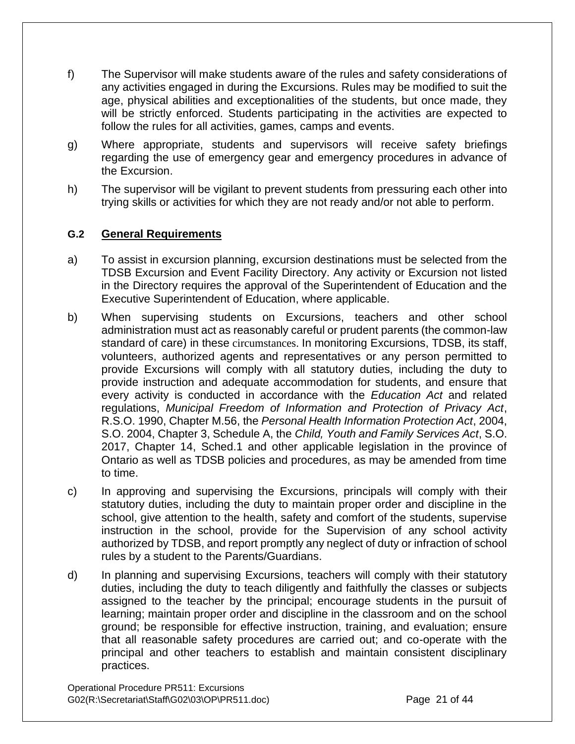f) The Supervisor will make students aware of the rules and safety considerations of any activities engaged in during the Excursions. Rules may be modified to suit the age, physical abilities and exceptionalities of the students, but once made, they will be strictly enforced. Students participating in the activities are expected to follow the rules for all activities, games, camps and events.

g) Where appropriate, students and supervisors will receive safety briefings regarding the use of emergency gear and emergency procedures in advance of the Excursion.

h) The supervisor will be vigilant to prevent students from pressuring each other into trying skills or activities for which they are not ready and/or not able to perform.

### G.2 General Requirements

a) To assist in excursion planning, excursion destinations must be selected from the TDSB Excursion and Event Facility Directory. Any activity or Excursion not listed in the Directory requires the approval of the Superintendent of Education and the Executive Superintendent of Education, where applicable.

b) When supervising students on Excursions, teachers and other school administration must act as reasonably careful or prudent parents (the common-law standard of care) in these circumstances. In monitoring Excursions, TDSB, its staff, volunteers, authorized agents and representatives or any person permitted to provide Excursions will comply with all statutory duties, including the duty to provide instruction and adequate accommodation for students, and ensure that every activity is conducted in accordance with the *Education Act* and related regulations, *Municipal Freedom of Information and Protection of Privacy Act*, R.S.O. 1990, Chapter M.56, the *Personal Health Information Protection Act*, 2004, S.O. 2004, Chapter 3, Schedule A, the *Child, Youth and Family Services Act*, S.O. 2017, Chapter 14, Sched.1 and other applicable legislation in the province of Ontario as well as TDSB policies and procedures, as may be amended from time to time.

c) In approving and supervising the Excursions, principals will comply with their statutory duties, including the duty to maintain proper order and discipline in the school, give attention to the health, safety and comfort of the students, supervise instruction in the school, provide for the Supervision of any school activity authorized by TDSB, and report promptly any neglect of duty or infraction of school rules by a student to the Parents/Guardians.

d) In planning and supervising Excursions, teachers will comply with their statutory duties, including the duty to teach diligently and faithfully the classes or subjects assigned to the teacher by the principal; encourage students in the pursuit of learning; maintain proper order and discipline in the classroom and on the school ground; be responsible for effective instruction, training, and evaluation; ensure that all reasonable safety procedures are carried out; and co-operate with the principal and other teachers to establish and maintain consistent disciplinary practices.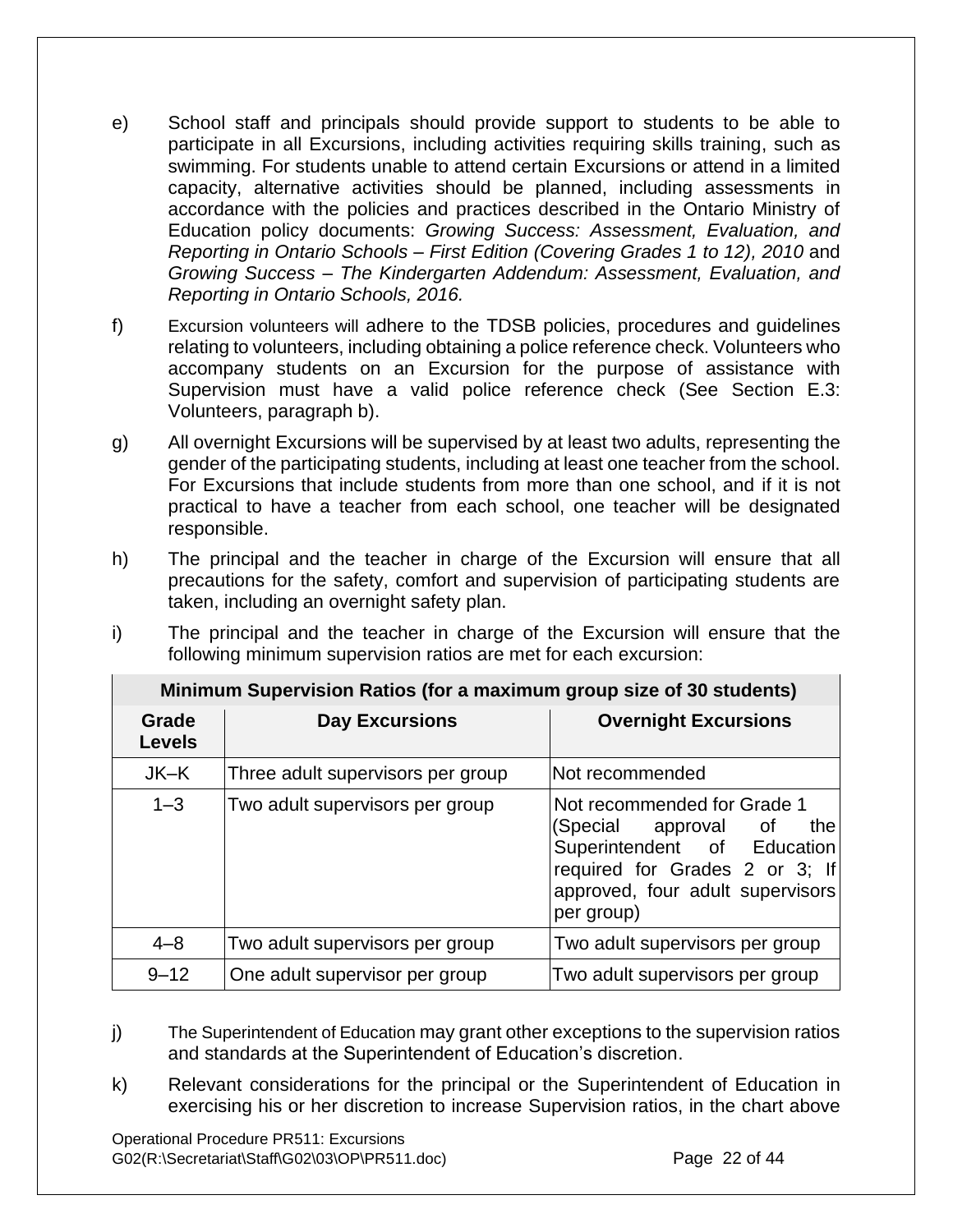e) School staff and principals should provide support to students to be able to participate in all Excursions, including activities requiring skills training, such as swimming. For students unable to attend certain Excursions or attend in a limited capacity, alternative activities should be planned, including assessments in accordance with the policies and practices described in the Ontario Ministry of Education policy documents: *Growing Success: Assessment, Evaluation, and Reporting in Ontario Schools – First Edition (Covering Grades 1 to 12), 2010* and *Growing Success – The Kindergarten Addendum: Assessment, Evaluation, and Reporting in Ontario Schools, 2016.*

f) Excursion volunteers will adhere to the TDSB policies, procedures and guidelines relating to volunteers, including obtaining a police reference check. Volunteers who accompany students on an Excursion for the purpose of assistance with Supervision must have a valid police reference check (See Section E.3: Volunteers, paragraph b).

g) All overnight Excursions will be supervised by at least two adults, representing the gender of the participating students, including at least one teacher from the school. For Excursions that include students from more than one school, and if it is not practical to have a teacher from each school, one teacher will be designated responsible.

h) The principal and the teacher in charge of the Excursion will ensure that all precautions for the safety, comfort and supervision of participating students are taken, including an overnight safety plan.

i) The principal and the teacher in charge of the Excursion will ensure that the following minimum supervision ratios are met for each excursion:

| Minimum Supervision Ratios (for a maximum group size of 30 students) | | |
|---|---|---|
| **Grade Levels** | **Day Excursions** | **Overnight Excursions** |
| JK–K | Three adult supervisors per group | Not recommended |
| 1–3 | Two adult supervisors per group | Not recommended for Grade 1 (Special approval of the Superintendent of Education required for Grades 2 or 3; If approved, four adult supervisors per group) |
| 4–8 | Two adult supervisors per group | Two adult supervisors per group |
| 9–12 | One adult supervisor per group | Two adult supervisors per group |

j) The Superintendent of Education may grant other exceptions to the supervision ratios and standards at the Superintendent of Education's discretion.

k) Relevant considerations for the principal or the Superintendent of Education in exercising his or her discretion to increase Supervision ratios, in the chart above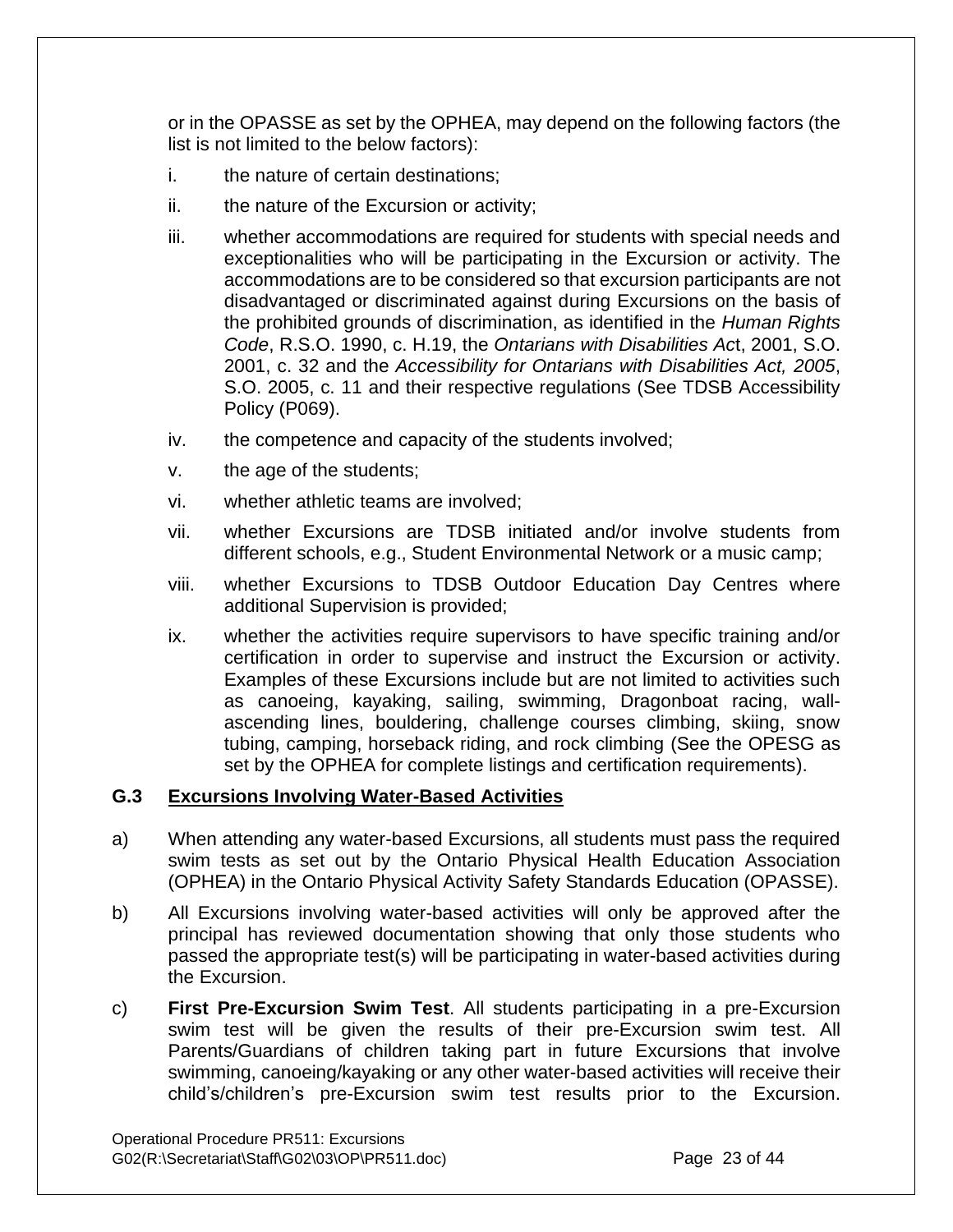or in the OPASSE as set by the OPHEA, may depend on the following factors (the list is not limited to the below factors):

i. the nature of certain destinations;

ii. the nature of the Excursion or activity;

iii. whether accommodations are required for students with special needs and exceptionalities who will be participating in the Excursion or activity. The accommodations are to be considered so that excursion participants are not disadvantaged or discriminated against during Excursions on the basis of the prohibited grounds of discrimination, as identified in the *Human Rights Code*, R.S.O. 1990, c. H.19, the *Ontarians with Disabilities Ac*t, 2001, S.O. 2001, c. 32 and the *Accessibility for Ontarians with Disabilities Act, 2005*, S.O. 2005, c. 11 and their respective regulations (See TDSB Accessibility Policy (P069).

iv. the competence and capacity of the students involved;

v. the age of the students;

vi. whether athletic teams are involved;

vii. whether Excursions are TDSB initiated and/or involve students from different schools, e.g., Student Environmental Network or a music camp;

viii. whether Excursions to TDSB Outdoor Education Day Centres where additional Supervision is provided;

ix. whether the activities require supervisors to have specific training and/or certification in order to supervise and instruct the Excursion or activity. Examples of these Excursions include but are not limited to activities such as canoeing, kayaking, sailing, swimming, Dragonboat racing, wall-ascending lines, bouldering, challenge courses climbing, skiing, snow tubing, camping, horseback riding, and rock climbing (See the OPESG as set by the OPHEA for complete listings and certification requirements).

### G.3 Excursions Involving Water-Based Activities

a) When attending any water-based Excursions, all students must pass the required swim tests as set out by the Ontario Physical Health Education Association (OPHEA) in the Ontario Physical Activity Safety Standards Education (OPASSE).

b) All Excursions involving water-based activities will only be approved after the principal has reviewed documentation showing that only those students who passed the appropriate test(s) will be participating in water-based activities during the Excursion.

c) **First Pre-Excursion Swim Test**. All students participating in a pre-Excursion swim test will be given the results of their pre-Excursion swim test. All Parents/Guardians of children taking part in future Excursions that involve swimming, canoeing/kayaking or any other water-based activities will receive their child's/children's pre-Excursion swim test results prior to the Excursion.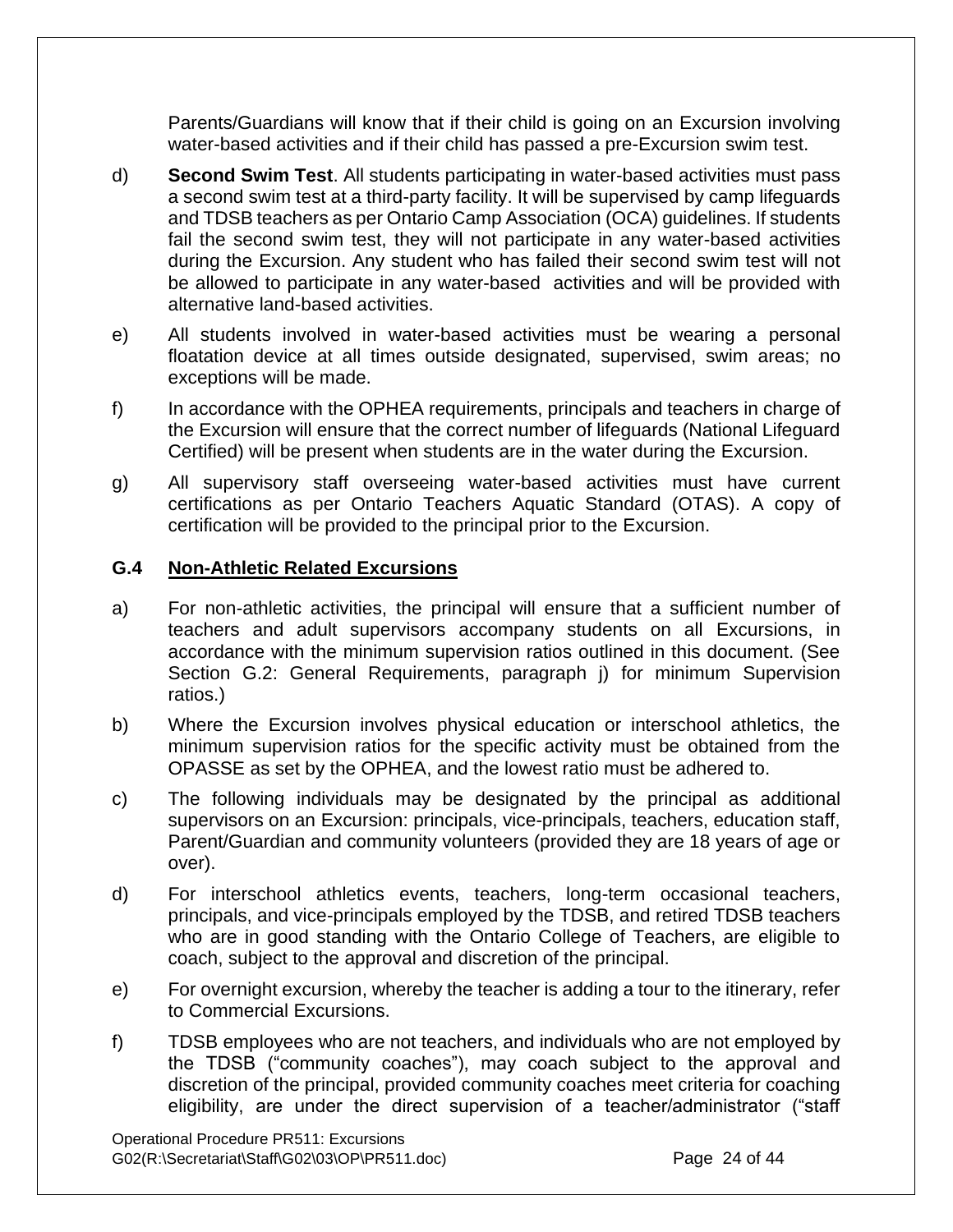Parents/Guardians will know that if their child is going on an Excursion involving water-based activities and if their child has passed a pre-Excursion swim test.

d) **Second Swim Test**. All students participating in water-based activities must pass a second swim test at a third-party facility. It will be supervised by camp lifeguards and TDSB teachers as per Ontario Camp Association (OCA) guidelines. If students fail the second swim test, they will not participate in any water-based activities during the Excursion. Any student who has failed their second swim test will not be allowed to participate in any water-based activities and will be provided with alternative land-based activities.

e) All students involved in water-based activities must be wearing a personal floatation device at all times outside designated, supervised, swim areas; no exceptions will be made.

f) In accordance with the OPHEA requirements, principals and teachers in charge of the Excursion will ensure that the correct number of lifeguards (National Lifeguard Certified) will be present when students are in the water during the Excursion.

g) All supervisory staff overseeing water-based activities must have current certifications as per Ontario Teachers Aquatic Standard (OTAS). A copy of certification will be provided to the principal prior to the Excursion.

### G.4 Non-Athletic Related Excursions

a) For non-athletic activities, the principal will ensure that a sufficient number of teachers and adult supervisors accompany students on all Excursions, in accordance with the minimum supervision ratios outlined in this document. (See Section G.2: General Requirements, paragraph j) for minimum Supervision ratios.)

b) Where the Excursion involves physical education or interschool athletics, the minimum supervision ratios for the specific activity must be obtained from the OPASSE as set by the OPHEA, and the lowest ratio must be adhered to.

c) The following individuals may be designated by the principal as additional supervisors on an Excursion: principals, vice-principals, teachers, education staff, Parent/Guardian and community volunteers (provided they are 18 years of age or over).

d) For interschool athletics events, teachers, long-term occasional teachers, principals, and vice-principals employed by the TDSB, and retired TDSB teachers who are in good standing with the Ontario College of Teachers, are eligible to coach, subject to the approval and discretion of the principal.

e) For overnight excursion, whereby the teacher is adding a tour to the itinerary, refer to Commercial Excursions.

f) TDSB employees who are not teachers, and individuals who are not employed by the TDSB ("community coaches"), may coach subject to the approval and discretion of the principal, provided community coaches meet criteria for coaching eligibility, are under the direct supervision of a teacher/administrator ("staff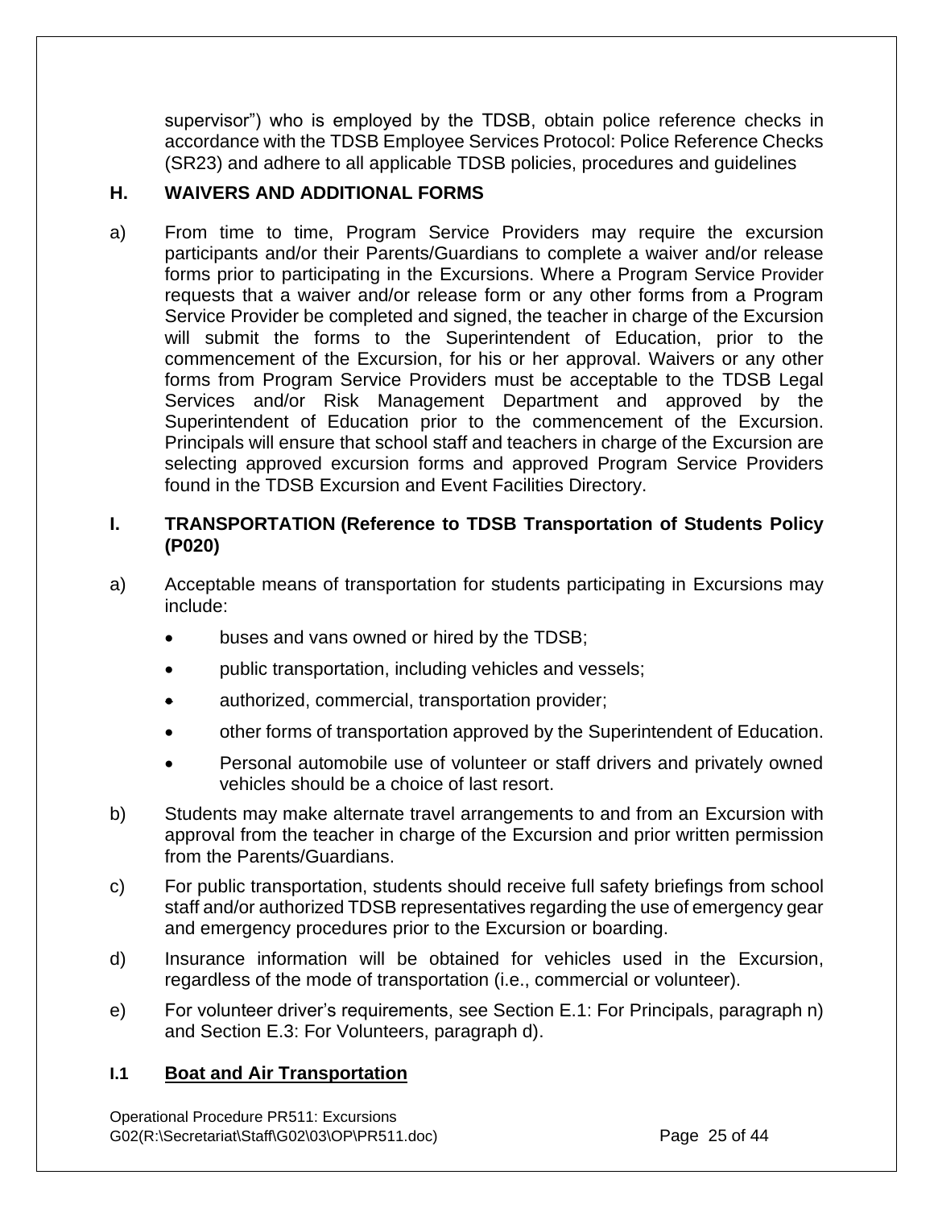supervisor") who is employed by the TDSB, obtain police reference checks in accordance with the TDSB Employee Services Protocol: Police Reference Checks (SR23) and adhere to all applicable TDSB policies, procedures and guidelines

## H. WAIVERS AND ADDITIONAL FORMS

a) From time to time, Program Service Providers may require the excursion participants and/or their Parents/Guardians to complete a waiver and/or release forms prior to participating in the Excursions. Where a Program Service Provider requests that a waiver and/or release form or any other forms from a Program Service Provider be completed and signed, the teacher in charge of the Excursion will submit the forms to the Superintendent of Education, prior to the commencement of the Excursion, for his or her approval. Waivers or any other forms from Program Service Providers must be acceptable to the TDSB Legal Services and/or Risk Management Department and approved by the Superintendent of Education prior to the commencement of the Excursion. Principals will ensure that school staff and teachers in charge of the Excursion are selecting approved excursion forms and approved Program Service Providers found in the TDSB Excursion and Event Facilities Directory.

## I. TRANSPORTATION (Reference to TDSB Transportation of Students Policy (P020)

a) Acceptable means of transportation for students participating in Excursions may include:

- buses and vans owned or hired by the TDSB;
- public transportation, including vehicles and vessels;
- authorized, commercial, transportation provider;
- other forms of transportation approved by the Superintendent of Education.
- Personal automobile use of volunteer or staff drivers and privately owned vehicles should be a choice of last resort.

b) Students may make alternate travel arrangements to and from an Excursion with approval from the teacher in charge of the Excursion and prior written permission from the Parents/Guardians.

c) For public transportation, students should receive full safety briefings from school staff and/or authorized TDSB representatives regarding the use of emergency gear and emergency procedures prior to the Excursion or boarding.

d) Insurance information will be obtained for vehicles used in the Excursion, regardless of the mode of transportation (i.e., commercial or volunteer).

e) For volunteer driver's requirements, see Section E.1: For Principals, paragraph n) and Section E.3: For Volunteers, paragraph d).

### I.1 Boat and Air Transportation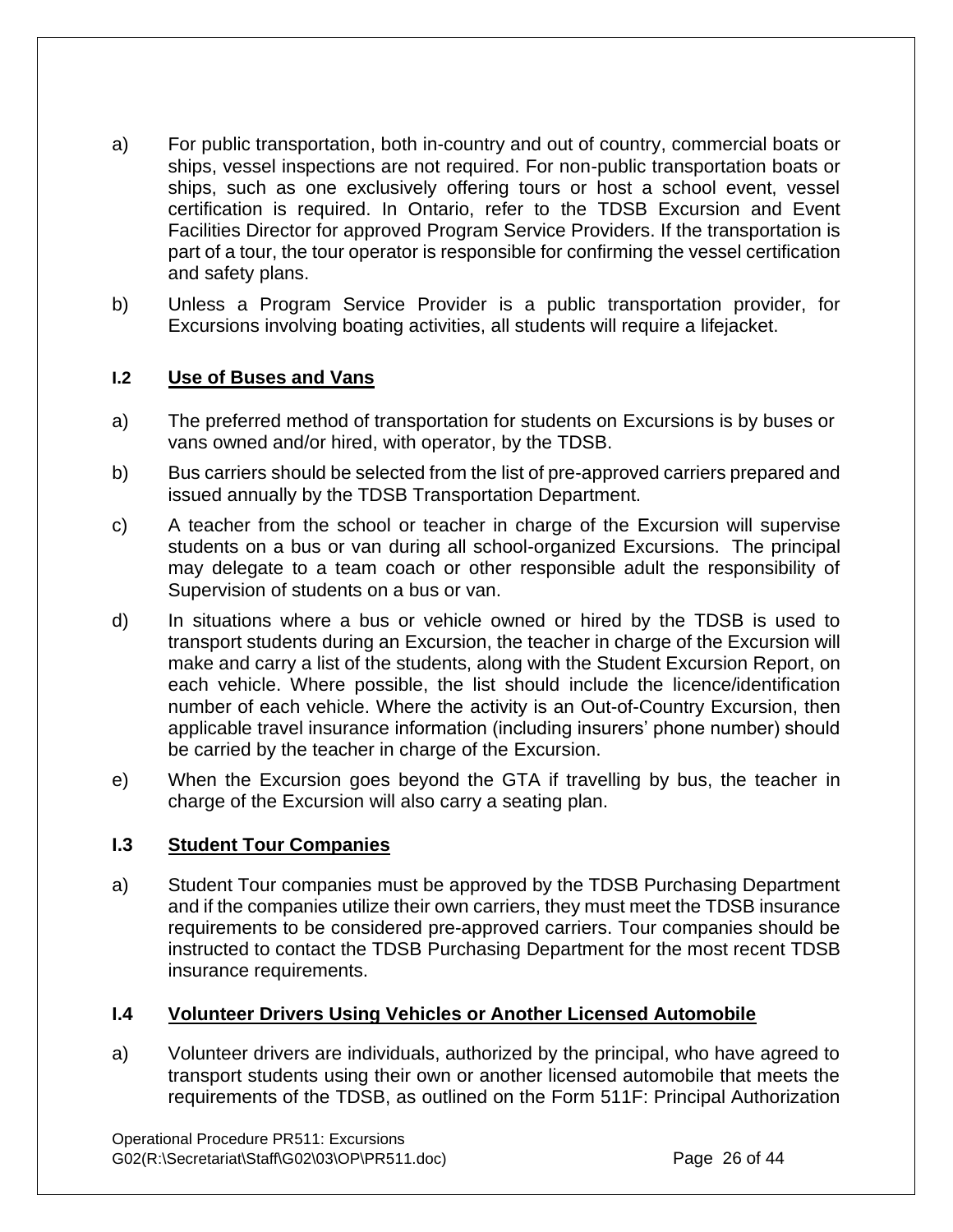a) For public transportation, both in-country and out of country, commercial boats or ships, vessel inspections are not required. For non-public transportation boats or ships, such as one exclusively offering tours or host a school event, vessel certification is required. In Ontario, refer to the TDSB Excursion and Event Facilities Director for approved Program Service Providers. If the transportation is part of a tour, the tour operator is responsible for confirming the vessel certification and safety plans.

b) Unless a Program Service Provider is a public transportation provider, for Excursions involving boating activities, all students will require a lifejacket.

### I.2 Use of Buses and Vans

a) The preferred method of transportation for students on Excursions is by buses or vans owned and/or hired, with operator, by the TDSB.

b) Bus carriers should be selected from the list of pre-approved carriers prepared and issued annually by the TDSB Transportation Department.

c) A teacher from the school or teacher in charge of the Excursion will supervise students on a bus or van during all school-organized Excursions. The principal may delegate to a team coach or other responsible adult the responsibility of Supervision of students on a bus or van.

d) In situations where a bus or vehicle owned or hired by the TDSB is used to transport students during an Excursion, the teacher in charge of the Excursion will make and carry a list of the students, along with the Student Excursion Report, on each vehicle. Where possible, the list should include the licence/identification number of each vehicle. Where the activity is an Out-of-Country Excursion, then applicable travel insurance information (including insurers' phone number) should be carried by the teacher in charge of the Excursion.

e) When the Excursion goes beyond the GTA if travelling by bus, the teacher in charge of the Excursion will also carry a seating plan.

### I.3 Student Tour Companies

a) Student Tour companies must be approved by the TDSB Purchasing Department and if the companies utilize their own carriers, they must meet the TDSB insurance requirements to be considered pre-approved carriers. Tour companies should be instructed to contact the TDSB Purchasing Department for the most recent TDSB insurance requirements.

### I.4 Volunteer Drivers Using Vehicles or Another Licensed Automobile

a) Volunteer drivers are individuals, authorized by the principal, who have agreed to transport students using their own or another licensed automobile that meets the requirements of the TDSB, as outlined on the Form 511F: Principal Authorization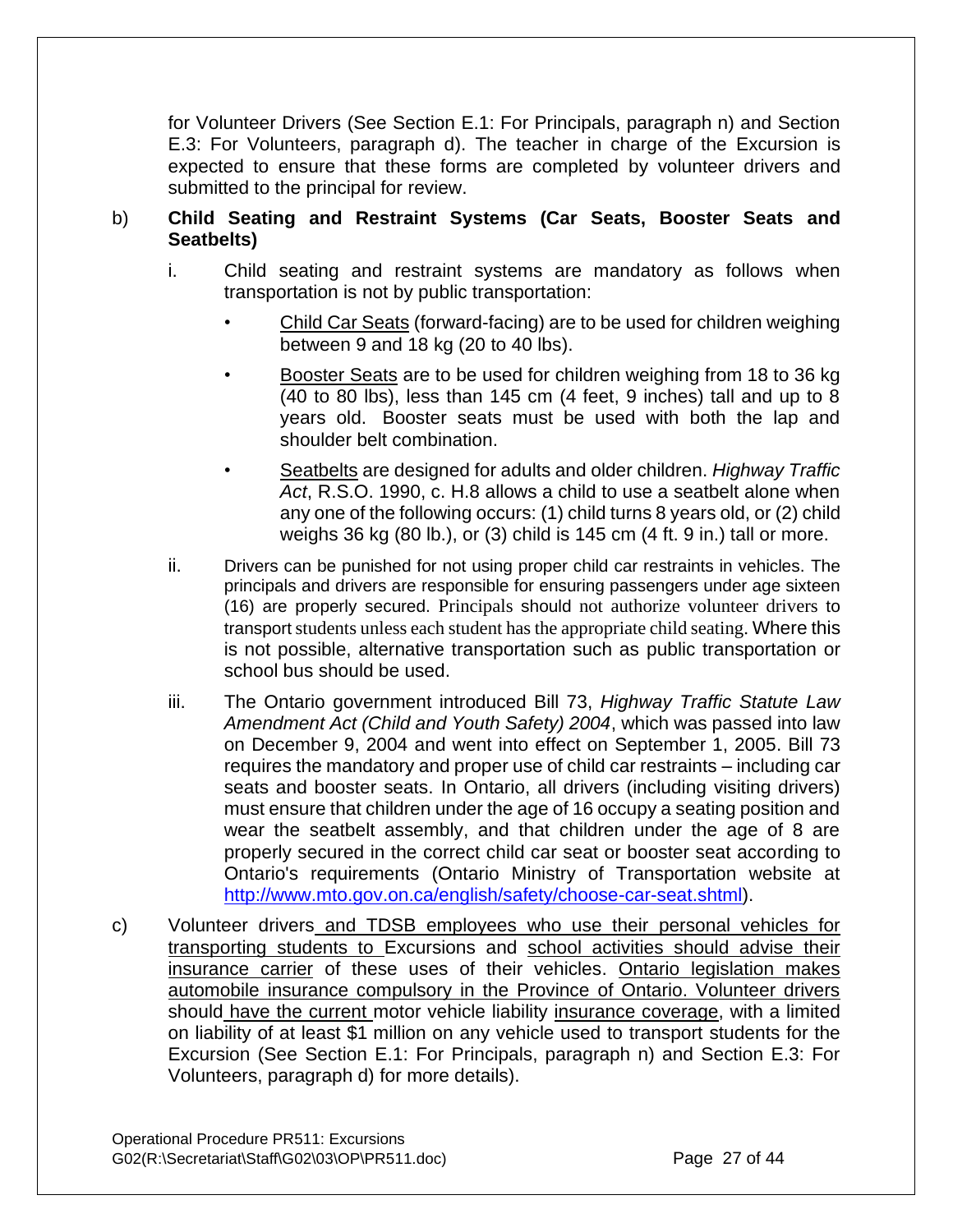for Volunteer Drivers (See Section E.1: For Principals, paragraph n) and Section E.3: For Volunteers, paragraph d). The teacher in charge of the Excursion is expected to ensure that these forms are completed by volunteer drivers and submitted to the principal for review.

b) **Child Seating and Restraint Systems (Car Seats, Booster Seats and Seatbelts)**

i. Child seating and restraint systems are mandatory as follows when transportation is not by public transportation:

- Child Car Seats (forward-facing) are to be used for children weighing between 9 and 18 kg (20 to 40 lbs).
- Booster Seats are to be used for children weighing from 18 to 36 kg (40 to 80 lbs), less than 145 cm (4 feet, 9 inches) tall and up to 8 years old. Booster seats must be used with both the lap and shoulder belt combination.
- Seatbelts are designed for adults and older children. *Highway Traffic Act*, R.S.O. 1990, c. H.8 allows a child to use a seatbelt alone when any one of the following occurs: (1) child turns 8 years old, or (2) child weighs 36 kg (80 lb.), or (3) child is 145 cm (4 ft. 9 in.) tall or more.

ii. Drivers can be punished for not using proper child car restraints in vehicles. The principals and drivers are responsible for ensuring passengers under age sixteen (16) are properly secured. Principals should not authorize volunteer drivers to transport students unless each student has the appropriate child seating. Where this is not possible, alternative transportation such as public transportation or school bus should be used.

iii. The Ontario government introduced Bill 73, *Highway Traffic Statute Law Amendment Act (Child and Youth Safety) 2004*, which was passed into law on December 9, 2004 and went into effect on September 1, 2005. Bill 73 requires the mandatory and proper use of child car restraints – including car seats and booster seats. In Ontario, all drivers (including visiting drivers) must ensure that children under the age of 16 occupy a seating position and wear the seatbelt assembly, and that children under the age of 8 are properly secured in the correct child car seat or booster seat according to Ontario's requirements (Ontario Ministry of Transportation website at http://www.mto.gov.on.ca/english/safety/choose-car-seat.shtml).

c) Volunteer drivers and TDSB employees who use their personal vehicles for transporting students to Excursions and school activities should advise their insurance carrier of these uses of their vehicles. Ontario legislation makes automobile insurance compulsory in the Province of Ontario. Volunteer drivers should have the current motor vehicle liability insurance coverage, with a limited on liability of at least $1 million on any vehicle used to transport students for the Excursion (See Section E.1: For Principals, paragraph n) and Section E.3: For Volunteers, paragraph d) for more details).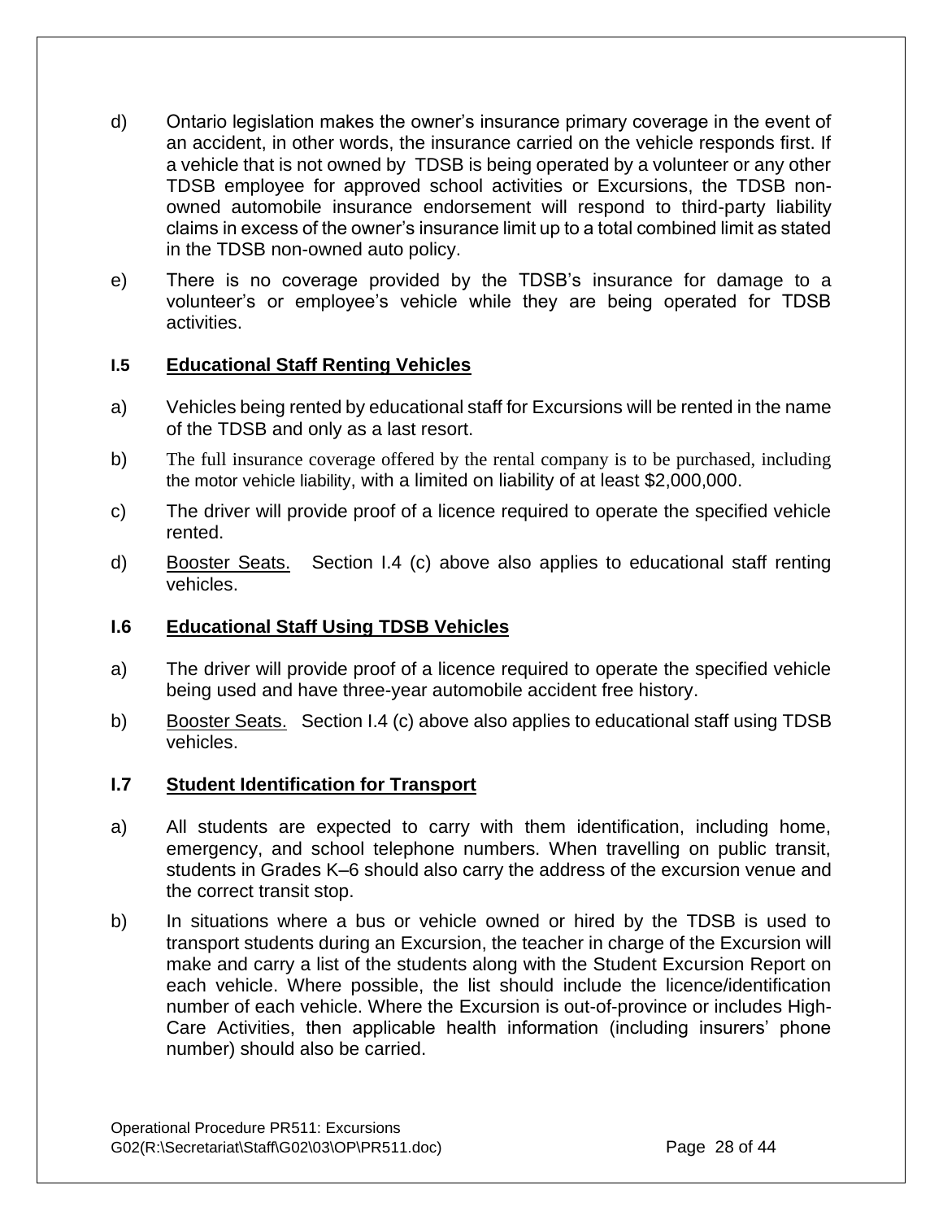d) Ontario legislation makes the owner's insurance primary coverage in the event of an accident, in other words, the insurance carried on the vehicle responds first. If a vehicle that is not owned by TDSB is being operated by a volunteer or any other TDSB employee for approved school activities or Excursions, the TDSB non-owned automobile insurance endorsement will respond to third-party liability claims in excess of the owner's insurance limit up to a total combined limit as stated in the TDSB non-owned auto policy.

e) There is no coverage provided by the TDSB's insurance for damage to a volunteer's or employee's vehicle while they are being operated for TDSB activities.

### I.5 Educational Staff Renting Vehicles

a) Vehicles being rented by educational staff for Excursions will be rented in the name of the TDSB and only as a last resort.

b) The full insurance coverage offered by the rental company is to be purchased, including the motor vehicle liability, with a limited on liability of at least $2,000,000.

c) The driver will provide proof of a licence required to operate the specified vehicle rented.

d) Booster Seats. Section I.4 (c) above also applies to educational staff renting vehicles.

### I.6 Educational Staff Using TDSB Vehicles

a) The driver will provide proof of a licence required to operate the specified vehicle being used and have three-year automobile accident free history.

b) Booster Seats. Section I.4 (c) above also applies to educational staff using TDSB vehicles.

### I.7 Student Identification for Transport

a) All students are expected to carry with them identification, including home, emergency, and school telephone numbers. When travelling on public transit, students in Grades K–6 should also carry the address of the excursion venue and the correct transit stop.

b) In situations where a bus or vehicle owned or hired by the TDSB is used to transport students during an Excursion, the teacher in charge of the Excursion will make and carry a list of the students along with the Student Excursion Report on each vehicle. Where possible, the list should include the licence/identification number of each vehicle. Where the Excursion is out-of-province or includes High-Care Activities, then applicable health information (including insurers' phone number) should also be carried.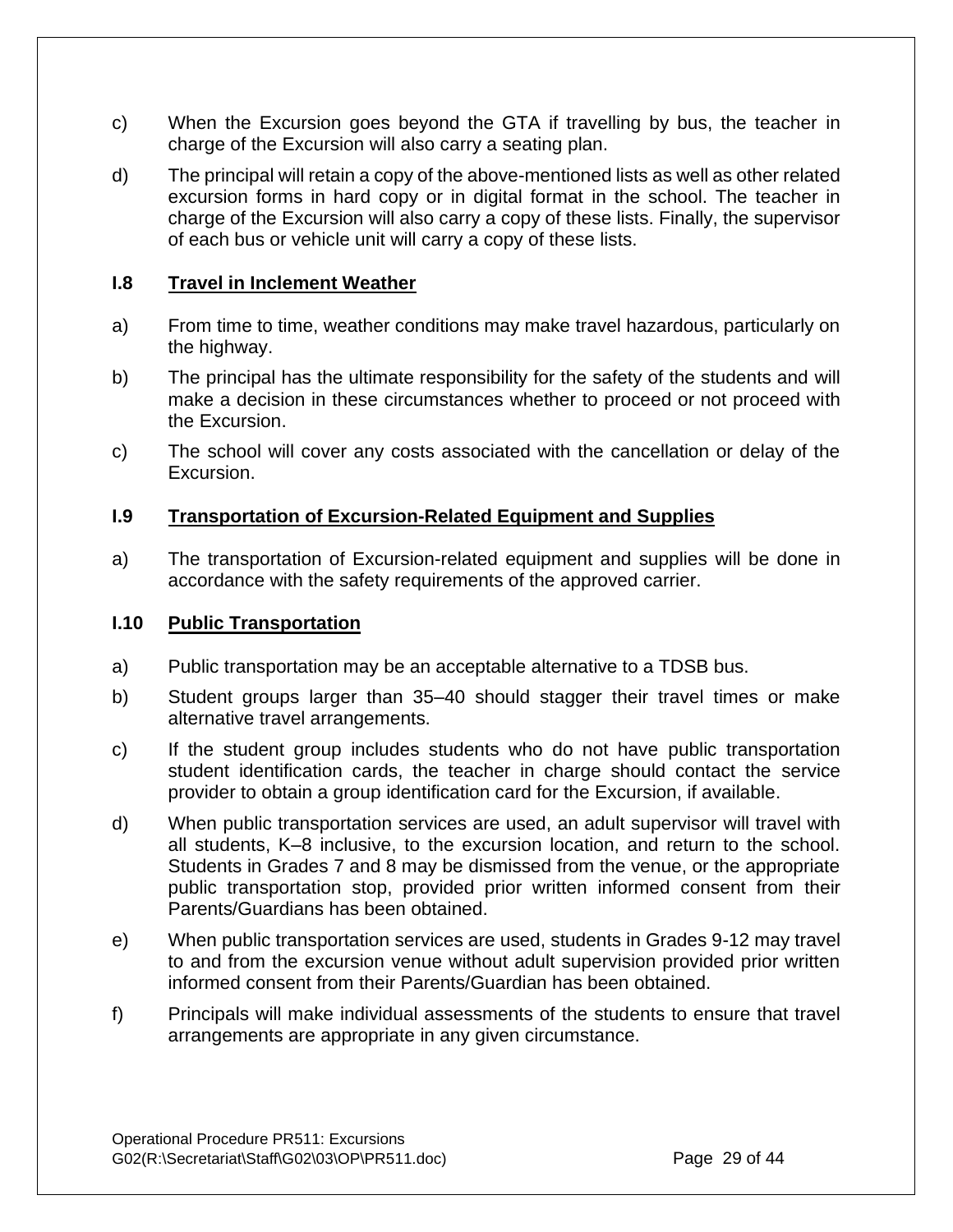c) When the Excursion goes beyond the GTA if travelling by bus, the teacher in charge of the Excursion will also carry a seating plan.

d) The principal will retain a copy of the above-mentioned lists as well as other related excursion forms in hard copy or in digital format in the school. The teacher in charge of the Excursion will also carry a copy of these lists. Finally, the supervisor of each bus or vehicle unit will carry a copy of these lists.

### I.8 Travel in Inclement Weather

a) From time to time, weather conditions may make travel hazardous, particularly on the highway.

b) The principal has the ultimate responsibility for the safety of the students and will make a decision in these circumstances whether to proceed or not proceed with the Excursion.

c) The school will cover any costs associated with the cancellation or delay of the Excursion.

### I.9 Transportation of Excursion-Related Equipment and Supplies

a) The transportation of Excursion-related equipment and supplies will be done in accordance with the safety requirements of the approved carrier.

### I.10 Public Transportation

a) Public transportation may be an acceptable alternative to a TDSB bus.

b) Student groups larger than 35–40 should stagger their travel times or make alternative travel arrangements.

c) If the student group includes students who do not have public transportation student identification cards, the teacher in charge should contact the service provider to obtain a group identification card for the Excursion, if available.

d) When public transportation services are used, an adult supervisor will travel with all students, K–8 inclusive, to the excursion location, and return to the school. Students in Grades 7 and 8 may be dismissed from the venue, or the appropriate public transportation stop, provided prior written informed consent from their Parents/Guardians has been obtained.

e) When public transportation services are used, students in Grades 9-12 may travel to and from the excursion venue without adult supervision provided prior written informed consent from their Parents/Guardian has been obtained.

f) Principals will make individual assessments of the students to ensure that travel arrangements are appropriate in any given circumstance.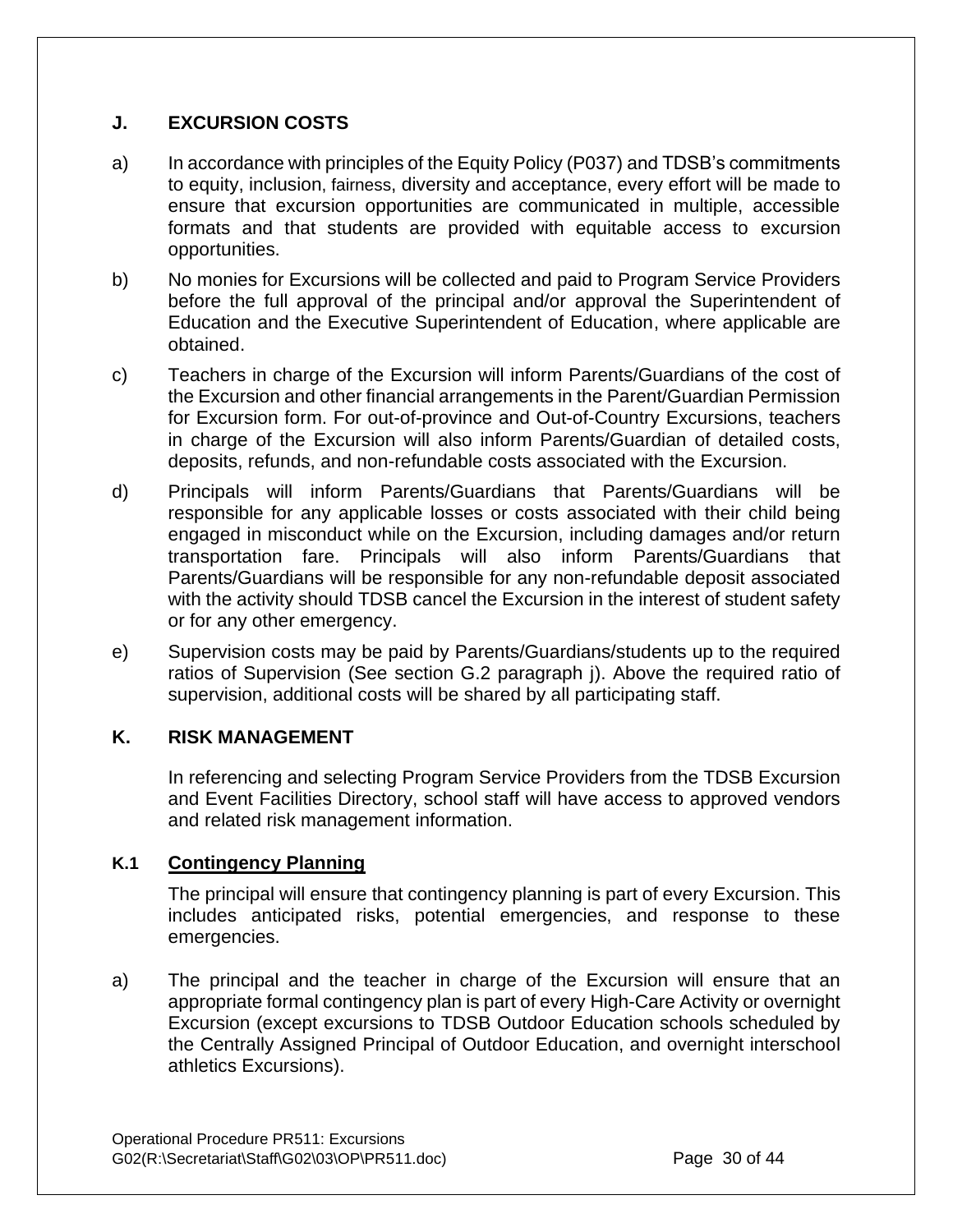## J. EXCURSION COSTS

a) In accordance with principles of the Equity Policy (P037) and TDSB's commitments to equity, inclusion, fairness, diversity and acceptance, every effort will be made to ensure that excursion opportunities are communicated in multiple, accessible formats and that students are provided with equitable access to excursion opportunities.

b) No monies for Excursions will be collected and paid to Program Service Providers before the full approval of the principal and/or approval the Superintendent of Education and the Executive Superintendent of Education, where applicable are obtained.

c) Teachers in charge of the Excursion will inform Parents/Guardians of the cost of the Excursion and other financial arrangements in the Parent/Guardian Permission for Excursion form. For out-of-province and Out-of-Country Excursions, teachers in charge of the Excursion will also inform Parents/Guardian of detailed costs, deposits, refunds, and non-refundable costs associated with the Excursion.

d) Principals will inform Parents/Guardians that Parents/Guardians will be responsible for any applicable losses or costs associated with their child being engaged in misconduct while on the Excursion, including damages and/or return transportation fare. Principals will also inform Parents/Guardians that Parents/Guardians will be responsible for any non-refundable deposit associated with the activity should TDSB cancel the Excursion in the interest of student safety or for any other emergency.

e) Supervision costs may be paid by Parents/Guardians/students up to the required ratios of Supervision (See section G.2 paragraph j). Above the required ratio of supervision, additional costs will be shared by all participating staff.

## K. RISK MANAGEMENT

In referencing and selecting Program Service Providers from the TDSB Excursion and Event Facilities Directory, school staff will have access to approved vendors and related risk management information.

### K.1 Contingency Planning

The principal will ensure that contingency planning is part of every Excursion. This includes anticipated risks, potential emergencies, and response to these emergencies.

a) The principal and the teacher in charge of the Excursion will ensure that an appropriate formal contingency plan is part of every High-Care Activity or overnight Excursion (except excursions to TDSB Outdoor Education schools scheduled by the Centrally Assigned Principal of Outdoor Education, and overnight interschool athletics Excursions).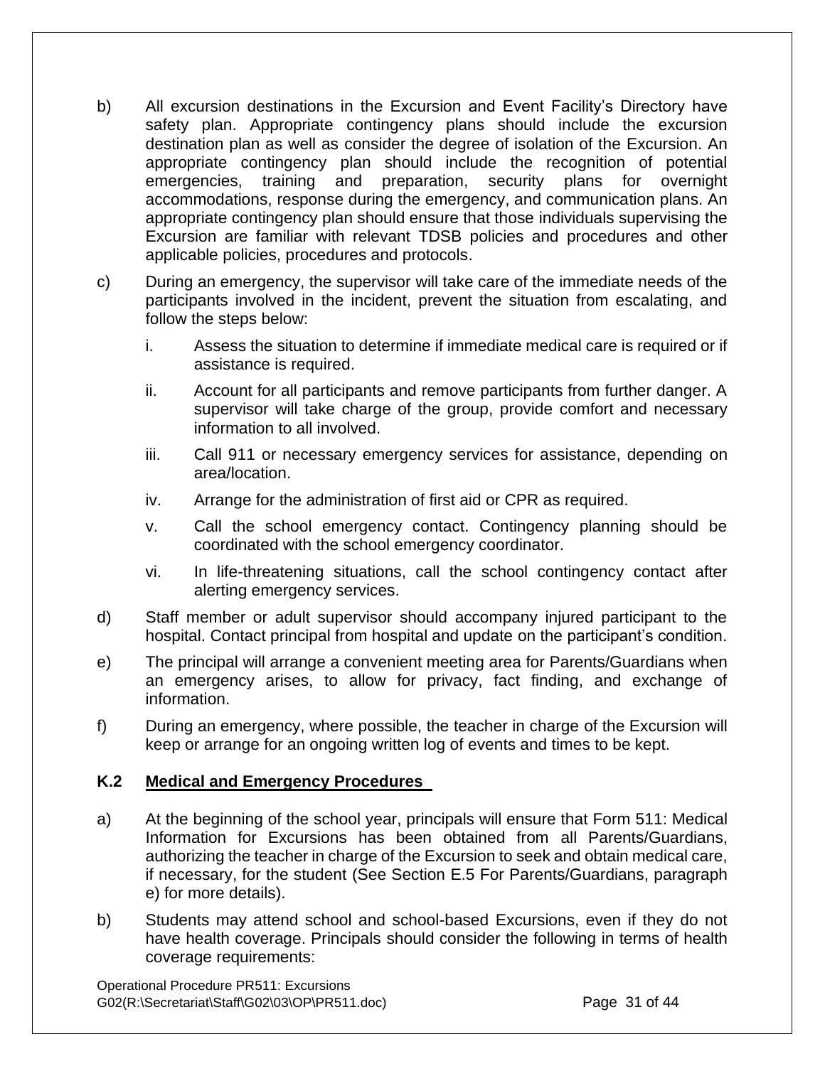b) All excursion destinations in the Excursion and Event Facility's Directory have safety plan. Appropriate contingency plans should include the excursion destination plan as well as consider the degree of isolation of the Excursion. An appropriate contingency plan should include the recognition of potential emergencies, training and preparation, security plans for overnight accommodations, response during the emergency, and communication plans. An appropriate contingency plan should ensure that those individuals supervising the Excursion are familiar with relevant TDSB policies and procedures and other applicable policies, procedures and protocols.

c) During an emergency, the supervisor will take care of the immediate needs of the participants involved in the incident, prevent the situation from escalating, and follow the steps below:

   i. Assess the situation to determine if immediate medical care is required or if assistance is required.

   ii. Account for all participants and remove participants from further danger. A supervisor will take charge of the group, provide comfort and necessary information to all involved.

   iii. Call 911 or necessary emergency services for assistance, depending on area/location.

   iv. Arrange for the administration of first aid or CPR as required.

   v. Call the school emergency contact. Contingency planning should be coordinated with the school emergency coordinator.

   vi. In life-threatening situations, call the school contingency contact after alerting emergency services.

d) Staff member or adult supervisor should accompany injured participant to the hospital. Contact principal from hospital and update on the participant's condition.

e) The principal will arrange a convenient meeting area for Parents/Guardians when an emergency arises, to allow for privacy, fact finding, and exchange of information.

f) During an emergency, where possible, the teacher in charge of the Excursion will keep or arrange for an ongoing written log of events and times to be kept.

### K.2 Medical and Emergency Procedures

a) At the beginning of the school year, principals will ensure that Form 511: Medical Information for Excursions has been obtained from all Parents/Guardians, authorizing the teacher in charge of the Excursion to seek and obtain medical care, if necessary, for the student (See Section E.5 For Parents/Guardians, paragraph e) for more details).

b) Students may attend school and school-based Excursions, even if they do not have health coverage. Principals should consider the following in terms of health coverage requirements: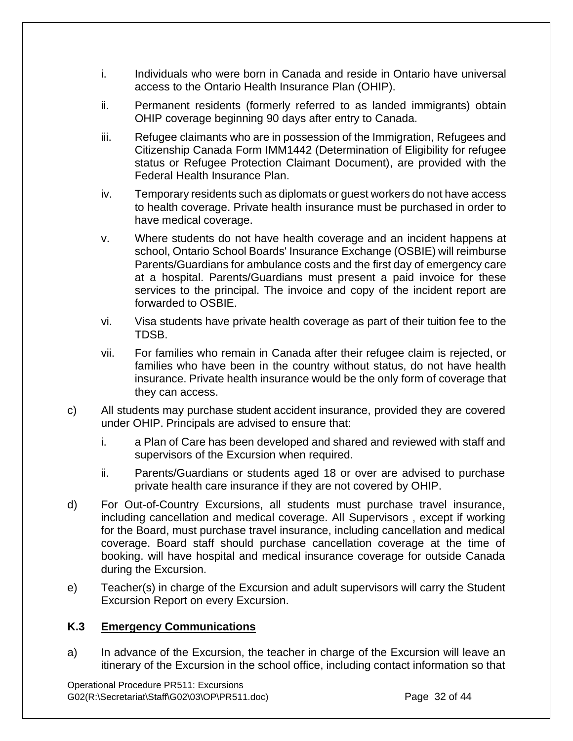i. Individuals who were born in Canada and reside in Ontario have universal access to the Ontario Health Insurance Plan (OHIP).

ii. Permanent residents (formerly referred to as landed immigrants) obtain OHIP coverage beginning 90 days after entry to Canada.

iii. Refugee claimants who are in possession of the Immigration, Refugees and Citizenship Canada Form IMM1442 (Determination of Eligibility for refugee status or Refugee Protection Claimant Document), are provided with the Federal Health Insurance Plan.

iv. Temporary residents such as diplomats or guest workers do not have access to health coverage. Private health insurance must be purchased in order to have medical coverage.

v. Where students do not have health coverage and an incident happens at school, Ontario School Boards' Insurance Exchange (OSBIE) will reimburse Parents/Guardians for ambulance costs and the first day of emergency care at a hospital. Parents/Guardians must present a paid invoice for these services to the principal. The invoice and copy of the incident report are forwarded to OSBIE.

vi. Visa students have private health coverage as part of their tuition fee to the TDSB.

vii. For families who remain in Canada after their refugee claim is rejected, or families who have been in the country without status, do not have health insurance. Private health insurance would be the only form of coverage that they can access.

c) All students may purchase student accident insurance, provided they are covered under OHIP. Principals are advised to ensure that:

   i. a Plan of Care has been developed and shared and reviewed with staff and supervisors of the Excursion when required.

   ii. Parents/Guardians or students aged 18 or over are advised to purchase private health care insurance if they are not covered by OHIP.

d) For Out-of-Country Excursions, all students must purchase travel insurance, including cancellation and medical coverage. All Supervisors , except if working for the Board, must purchase travel insurance, including cancellation and medical coverage. Board staff should purchase cancellation coverage at the time of booking. will have hospital and medical insurance coverage for outside Canada during the Excursion.

e) Teacher(s) in charge of the Excursion and adult supervisors will carry the Student Excursion Report on every Excursion.

### K.3 Emergency Communications

a) In advance of the Excursion, the teacher in charge of the Excursion will leave an itinerary of the Excursion in the school office, including contact information so that

Operational Procedure PR511: Excursions
G02(R:\Secretariat\Staff\G02\03\OP\PR511.doc)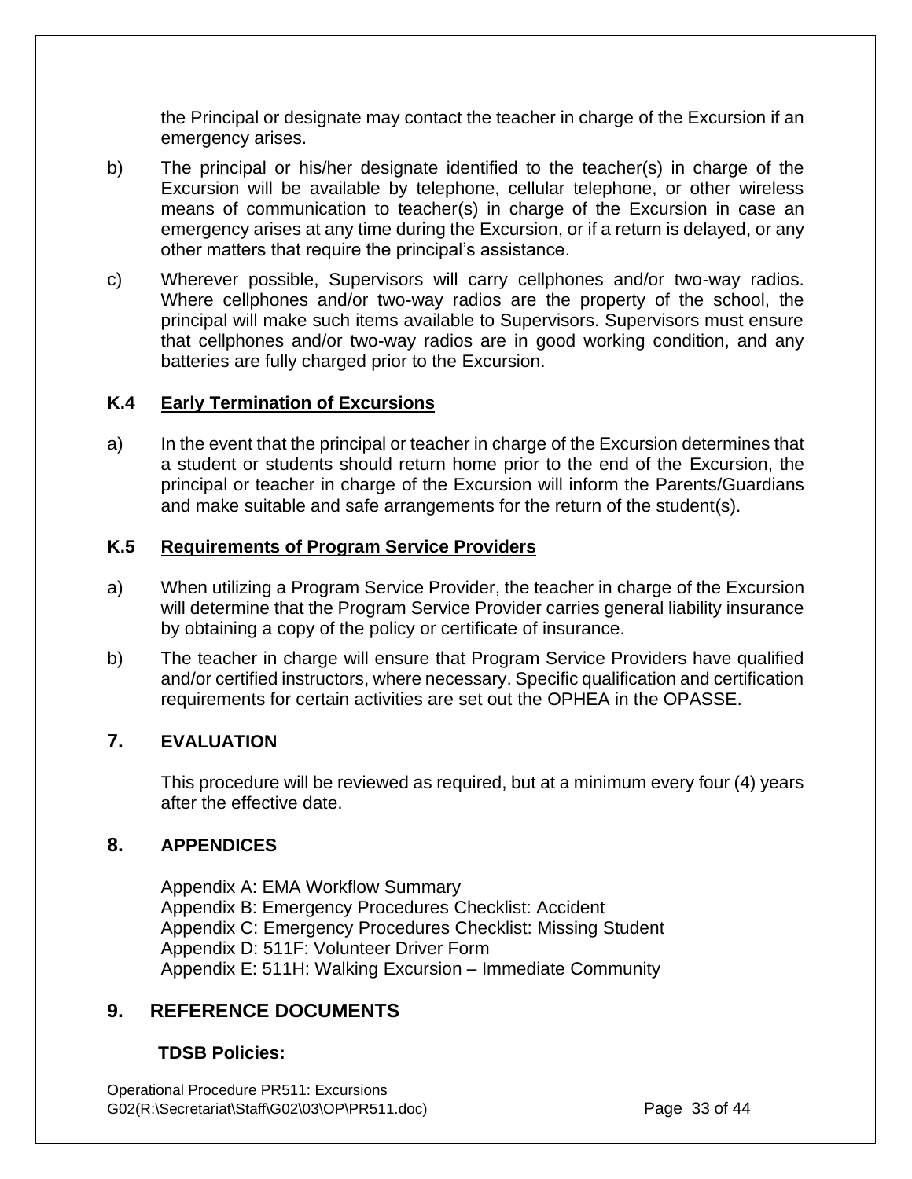the Principal or designate may contact the teacher in charge of the Excursion if an emergency arises.

b) The principal or his/her designate identified to the teacher(s) in charge of the Excursion will be available by telephone, cellular telephone, or other wireless means of communication to teacher(s) in charge of the Excursion in case an emergency arises at any time during the Excursion, or if a return is delayed, or any other matters that require the principal's assistance.

c) Wherever possible, Supervisors will carry cellphones and/or two-way radios. Where cellphones and/or two-way radios are the property of the school, the principal will make such items available to Supervisors. Supervisors must ensure that cellphones and/or two-way radios are in good working condition, and any batteries are fully charged prior to the Excursion.

### K.4 Early Termination of Excursions

a) In the event that the principal or teacher in charge of the Excursion determines that a student or students should return home prior to the end of the Excursion, the principal or teacher in charge of the Excursion will inform the Parents/Guardians and make suitable and safe arrangements for the return of the student(s).

### K.5 Requirements of Program Service Providers

a) When utilizing a Program Service Provider, the teacher in charge of the Excursion will determine that the Program Service Provider carries general liability insurance by obtaining a copy of the policy or certificate of insurance.

b) The teacher in charge will ensure that Program Service Providers have qualified and/or certified instructors, where necessary. Specific qualification and certification requirements for certain activities are set out the OPHEA in the OPASSE.

## 7. EVALUATION

This procedure will be reviewed as required, but at a minimum every four (4) years after the effective date.

## 8. APPENDICES

Appendix A: EMA Workflow Summary
Appendix B: Emergency Procedures Checklist: Accident
Appendix C: Emergency Procedures Checklist: Missing Student
Appendix D: 511F: Volunteer Driver Form
Appendix E: 511H: Walking Excursion – Immediate Community

## 9. REFERENCE DOCUMENTS

**TDSB Policies:**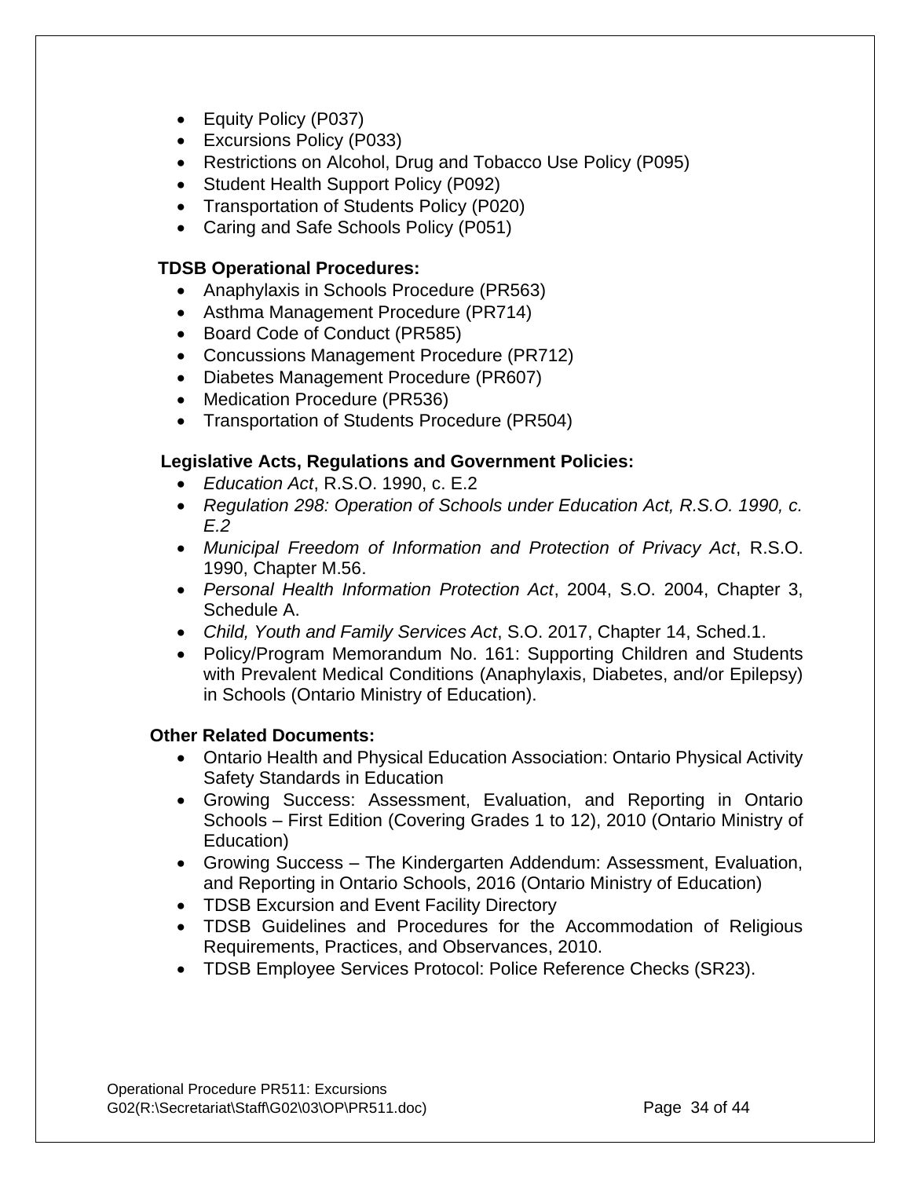- Equity Policy (P037)
- Excursions Policy (P033)
- Restrictions on Alcohol, Drug and Tobacco Use Policy (P095)
- Student Health Support Policy (P092)
- Transportation of Students Policy (P020)
- Caring and Safe Schools Policy (P051)

**TDSB Operational Procedures:**

- Anaphylaxis in Schools Procedure (PR563)
- Asthma Management Procedure (PR714)
- Board Code of Conduct (PR585)
- Concussions Management Procedure (PR712)
- Diabetes Management Procedure (PR607)
- Medication Procedure (PR536)
- Transportation of Students Procedure (PR504)

**Legislative Acts, Regulations and Government Policies:**

- *Education Act*, R.S.O. 1990, c. E.2
- *Regulation 298: Operation of Schools under Education Act, R.S.O. 1990, c. E.2*
- *Municipal Freedom of Information and Protection of Privacy Act*, R.S.O. 1990, Chapter M.56.
- *Personal Health Information Protection Act*, 2004, S.O. 2004, Chapter 3, Schedule A.
- *Child, Youth and Family Services Act*, S.O. 2017, Chapter 14, Sched.1.
- Policy/Program Memorandum No. 161: Supporting Children and Students with Prevalent Medical Conditions (Anaphylaxis, Diabetes, and/or Epilepsy) in Schools (Ontario Ministry of Education).

**Other Related Documents:**

- Ontario Health and Physical Education Association: Ontario Physical Activity Safety Standards in Education
- Growing Success: Assessment, Evaluation, and Reporting in Ontario Schools – First Edition (Covering Grades 1 to 12), 2010 (Ontario Ministry of Education)
- Growing Success – The Kindergarten Addendum: Assessment, Evaluation, and Reporting in Ontario Schools, 2016 (Ontario Ministry of Education)
- TDSB Excursion and Event Facility Directory
- TDSB Guidelines and Procedures for the Accommodation of Religious Requirements, Practices, and Observances, 2010.
- TDSB Employee Services Protocol: Police Reference Checks (SR23).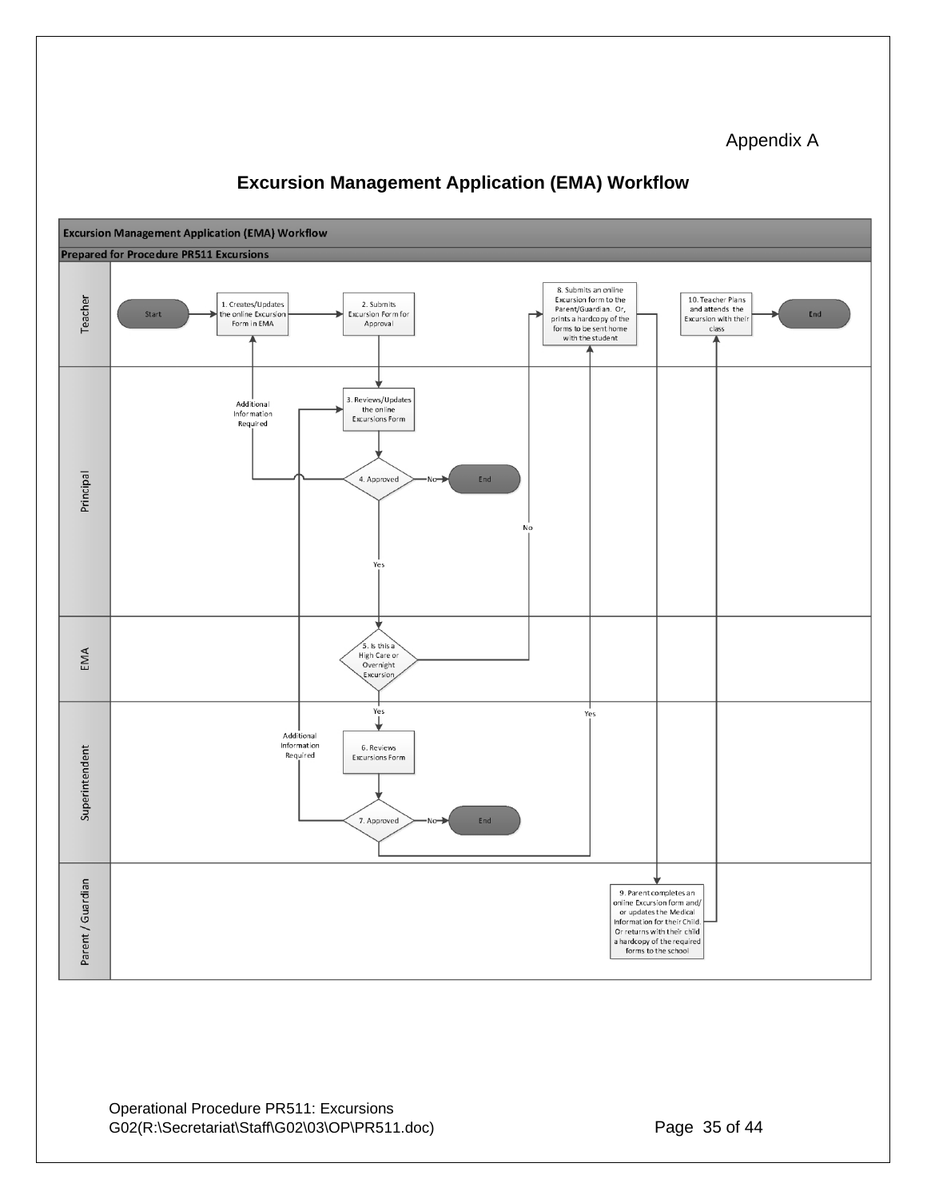Appendix A

## Excursion Management Application (EMA) Workflow

**Excursion Management Application (EMA) Workflow**

**Prepared for Procedure PR511 Excursions**

Teacher

Start

1. Creates/Updates the online Excursion Form in EMA

2. Submits Excursion Form for Approval

8. Submits an online Excursion form to the Parent/Guardian. Or, prints a hardcopy of the forms to be sent home with the student

10. Teacher Plans and attends the Excursion with their class

End

Principal

Additional Information Required

3. Reviews/Updates the online Excursions Form

4. Approved

No

End

No

Yes

EMA

5. Is this a High Care or Overnight Excursion

Yes

Yes

Superintendent

Additional Information Required

6. Reviews Excursions Form

7. Approved

No

End

Parent / Guardian

9. Parent completes an online Excursion form and/ or updates the Medical Information for their Child. Or returns with their child a hardcopy of the required forms to the school

Operational Procedure PR511: Excursions
G02(R:\Secretariat\Staff\G02\03\OP\PR511.doc)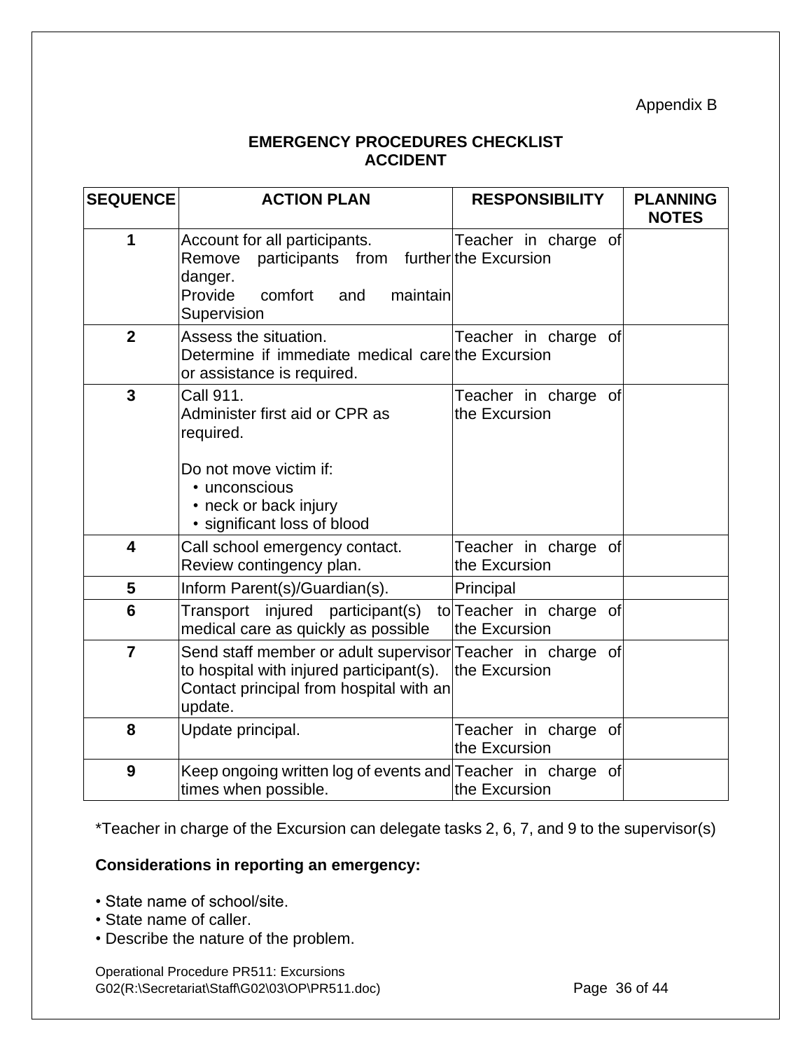Appendix B

**EMERGENCY PROCEDURES CHECKLIST**
**ACCIDENT**

| SEQUENCE | ACTION PLAN | RESPONSIBILITY | PLANNING NOTES |
|---|---|---|---|
| **1** | Account for all participants.<br>Remove participants from further danger.<br>Provide comfort and maintain Supervision | Teacher in charge of the Excursion | |
| **2** | Assess the situation.<br>Determine if immediate medical care or assistance is required. | Teacher in charge of the Excursion | |
| **3** | Call 911.<br>Administer first aid or CPR as required.<br><br>Do not move victim if:<br>• unconscious<br>• neck or back injury<br>• significant loss of blood | Teacher in charge of the Excursion | |
| **4** | Call school emergency contact.<br>Review contingency plan. | Teacher in charge of the Excursion | |
| **5** | Inform Parent(s)/Guardian(s). | Principal | |
| **6** | Transport injured participant(s) to medical care as quickly as possible | Teacher in charge of the Excursion | |
| **7** | Send staff member or adult supervisor to hospital with injured participant(s).<br>Contact principal from hospital with an update. | Teacher in charge of the Excursion | |
| **8** | Update principal. | Teacher in charge of the Excursion | |
| **9** | Keep ongoing written log of events and times when possible. | Teacher in charge of the Excursion | |

*Teacher in charge of the Excursion can delegate tasks 2, 6, 7, and 9 to the supervisor(s)

**Considerations in reporting an emergency:**

- State name of school/site.
- State name of caller.
- Describe the nature of the problem.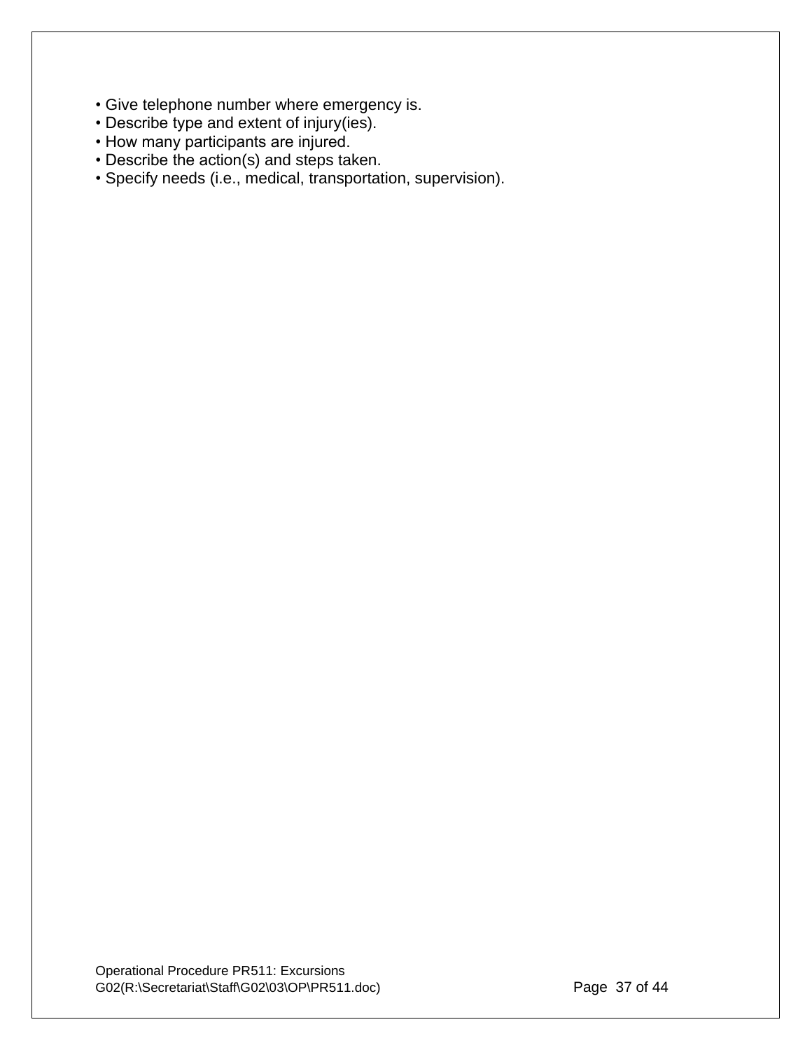- Give telephone number where emergency is.
- Describe type and extent of injury(ies).
- How many participants are injured.
- Describe the action(s) and steps taken.
- Specify needs (i.e., medical, transportation, supervision).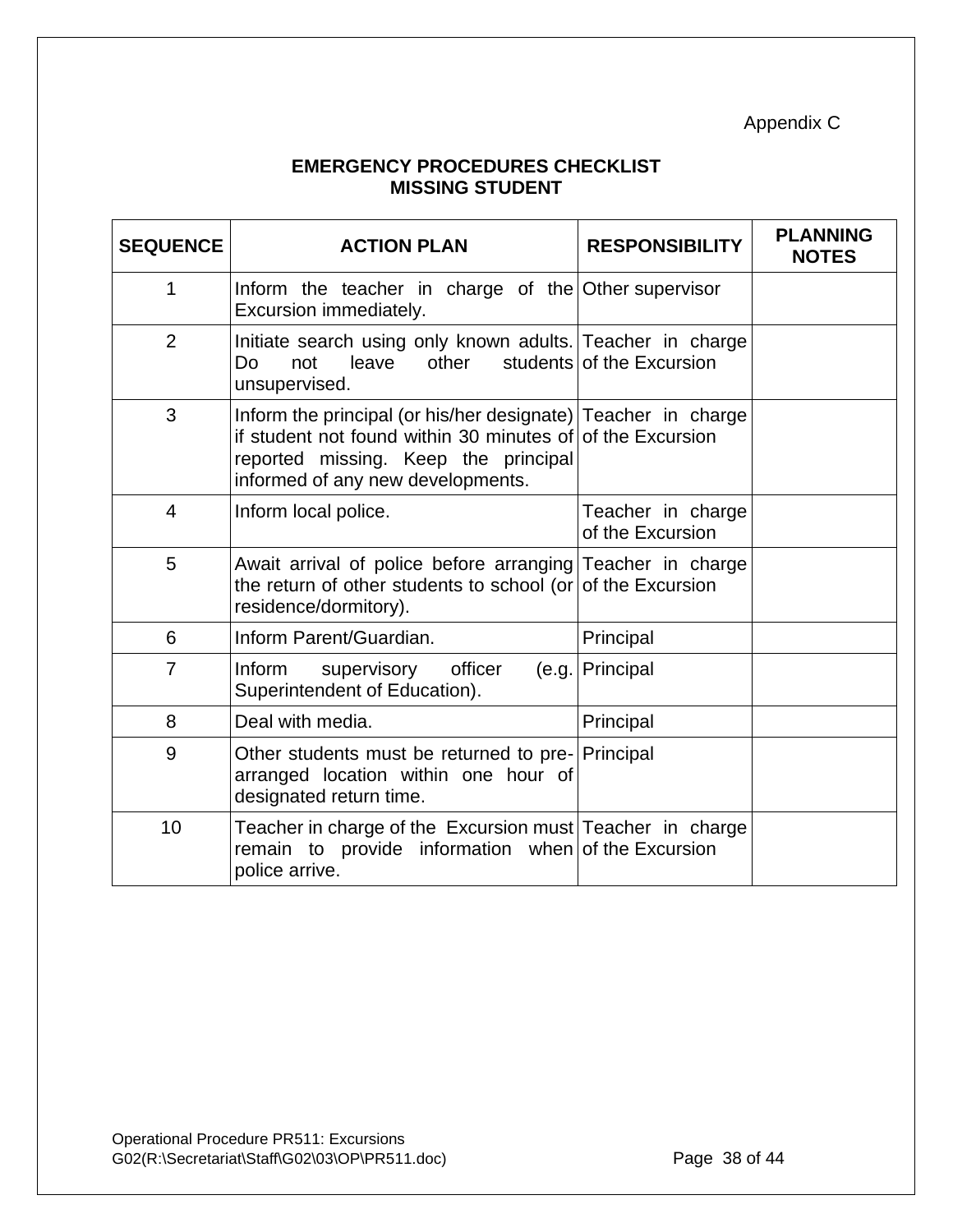Appendix C

## EMERGENCY PROCEDURES CHECKLIST
## MISSING STUDENT

| SEQUENCE | ACTION PLAN | RESPONSIBILITY | PLANNING NOTES |
|---|---|---|---|
| 1 | Inform the teacher in charge of the Excursion immediately. | Other supervisor | |
| 2 | Initiate search using only known adults. Do not leave other students unsupervised. | Teacher in charge of the Excursion | |
| 3 | Inform the principal (or his/her designate) if student not found within 30 minutes of reported missing. Keep the principal informed of any new developments. | Teacher in charge of the Excursion | |
| 4 | Inform local police. | Teacher in charge of the Excursion | |
| 5 | Await arrival of police before arranging the return of other students to school (or residence/dormitory). | Teacher in charge of the Excursion | |
| 6 | Inform Parent/Guardian. | Principal | |
| 7 | Inform supervisory officer (e.g. Superintendent of Education). | Principal | |
| 8 | Deal with media. | Principal | |
| 9 | Other students must be returned to pre-arranged location within one hour of designated return time. | Principal | |
| 10 | Teacher in charge of the Excursion must remain to provide information when police arrive. | Teacher in charge of the Excursion | |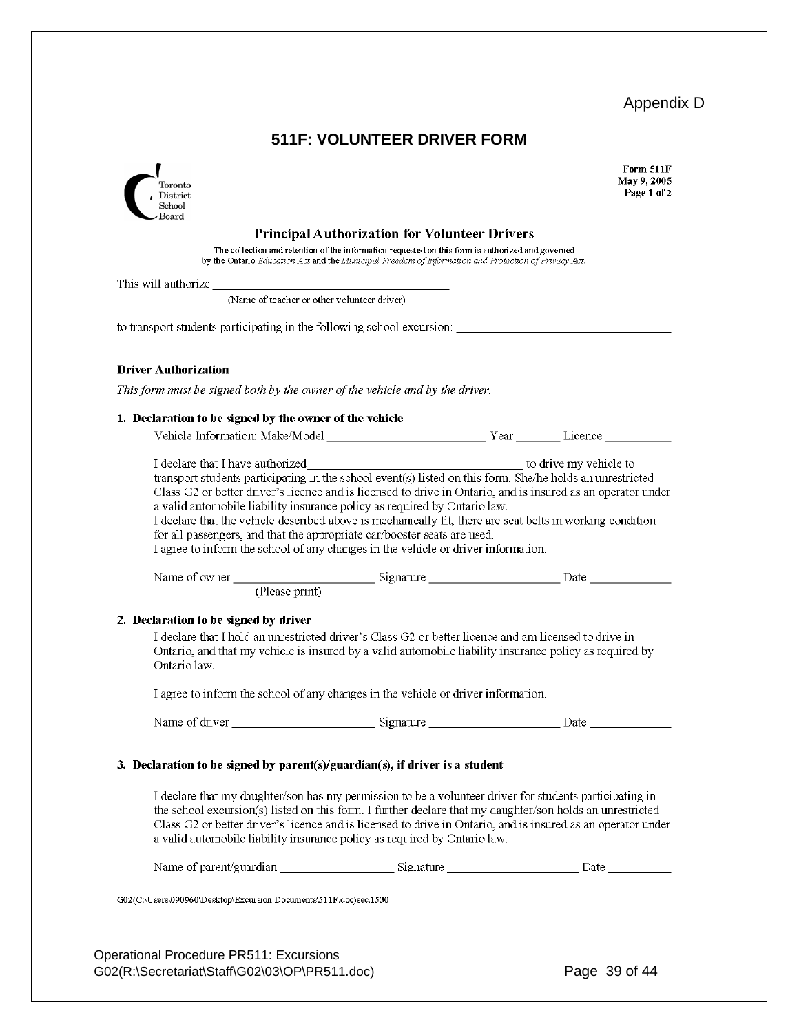Appendix D

# 511F: VOLUNTEER DRIVER FORM

Toronto District School Board

Form 511F
May 9, 2005
Page 1 of 2

## Principal Authorization for Volunteer Drivers

The collection and retention of the information requested on this form is authorized and governed by the Ontario *Education Act* and the *Municipal Freedom of Information and Protection of Privacy Act*.

This will authorize ___________________________________
(Name of teacher or other volunteer driver)

to transport students participating in the following school excursion: ______________________________

### Driver Authorization

*This form must be signed both by the owner of the vehicle and by the driver.*

**1. Declaration to be signed by the owner of the vehicle**

Vehicle Information: Make/Model ________________________ Year _______ Licence __________

I declare that I have authorized_________________________________ to drive my vehicle to transport students participating in the school event(s) listed on this form. She/he holds an unrestricted Class G2 or better driver's licence and is licensed to drive in Ontario, and is insured as an operator under a valid automobile liability insurance policy as required by Ontario law.
I declare that the vehicle described above is mechanically fit, there are seat belts in working condition for all passengers, and that the appropriate car/booster seats are used.
I agree to inform the school of any changes in the vehicle or driver information.

Name of owner _____________________ Signature ____________________ Date ____________
(Please print)

**2. Declaration to be signed by driver**

I declare that I hold an unrestricted driver's Class G2 or better licence and am licensed to drive in Ontario, and that my vehicle is insured by a valid automobile liability insurance policy as required by Ontario law.

I agree to inform the school of any changes in the vehicle or driver information.

Name of driver ______________________ Signature ____________________ Date ____________

**3. Declaration to be signed by parent(s)/guardian(s), if driver is a student**

I declare that my daughter/son has my permission to be a volunteer driver for students participating in the school excursion(s) listed on this form. I further declare that my daughter/son holds an unrestricted Class G2 or better driver's licence and is licensed to drive in Ontario, and is insured as an operator under a valid automobile liability insurance policy as required by Ontario law.

Name of parent/guardian __________________ Signature ____________________ Date __________

G02(C:\Users\090960\Desktop\Excursion Documents\511F.doc)sec.1530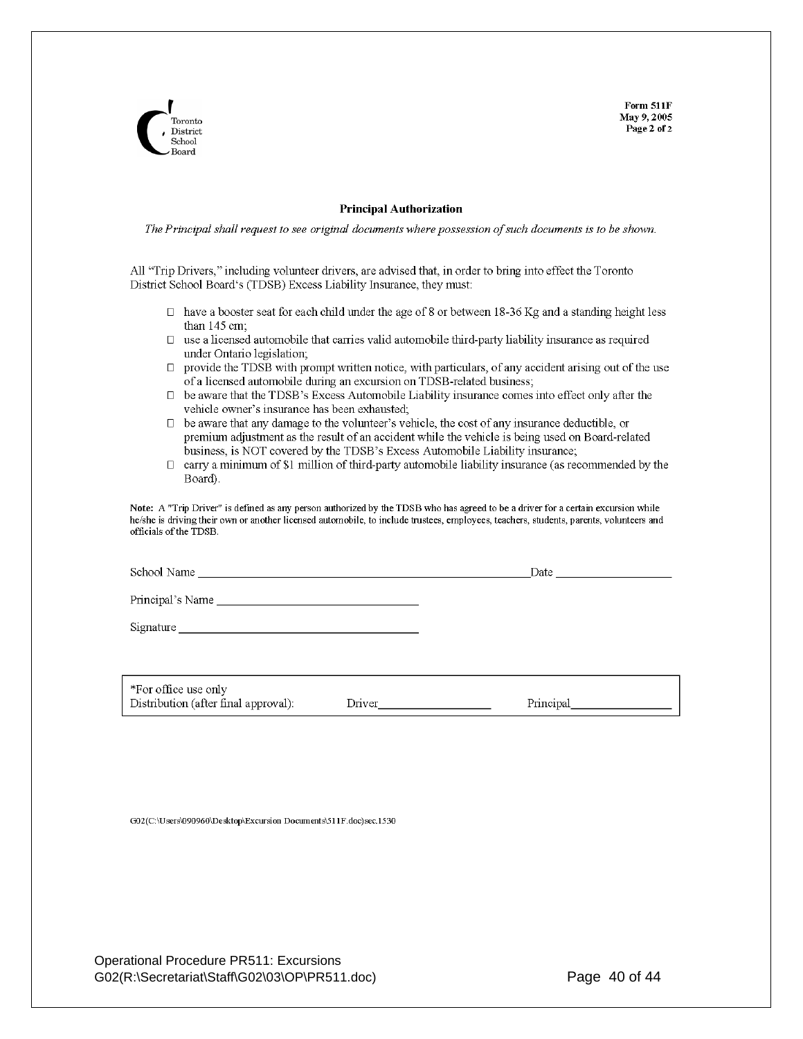Toronto District School Board

**Form 511F**
**May 9, 2005**
**Page 2 of 2**

## Principal Authorization

*The Principal shall request to see original documents where possession of such documents is to be shown.*

All "Trip Drivers," including volunteer drivers, are advised that, in order to bring into effect the Toronto District School Board's (TDSB) Excess Liability Insurance, they must:

- ☐ have a booster seat for each child under the age of 8 or between 18-36 Kg and a standing height less than 145 cm;
- ☐ use a licensed automobile that carries valid automobile third-party liability insurance as required under Ontario legislation;
- ☐ provide the TDSB with prompt written notice, with particulars, of any accident arising out of the use of a licensed automobile during an excursion on TDSB-related business;
- ☐ be aware that the TDSB's Excess Automobile Liability insurance comes into effect only after the vehicle owner's insurance has been exhausted;
- ☐ be aware that any damage to the volunteer's vehicle, the cost of any insurance deductible, or premium adjustment as the result of an accident while the vehicle is being used on Board-related business, is NOT covered by the TDSB's Excess Automobile Liability insurance;
- ☐ carry a minimum of $1 million of third-party automobile liability insurance (as recommended by the Board).

**Note:** A "Trip Driver" is defined as any person authorized by the TDSB who has agreed to be a driver for a certain excursion while he/she is driving their own or another licensed automobile, to include trustees, employees, teachers, students, parents, volunteers and officials of the TDSB.

School Name ______________________________________________ Date __________________

Principal's Name ______________________________

Signature ____________________________________

| *For office use only | | |
|---|---|---|
| Distribution (after final approval): | Driver__________________ | Principal________________ |

G02(C:\Users\090960\Desktop\Excursion Documents\511F.doc)sec.1530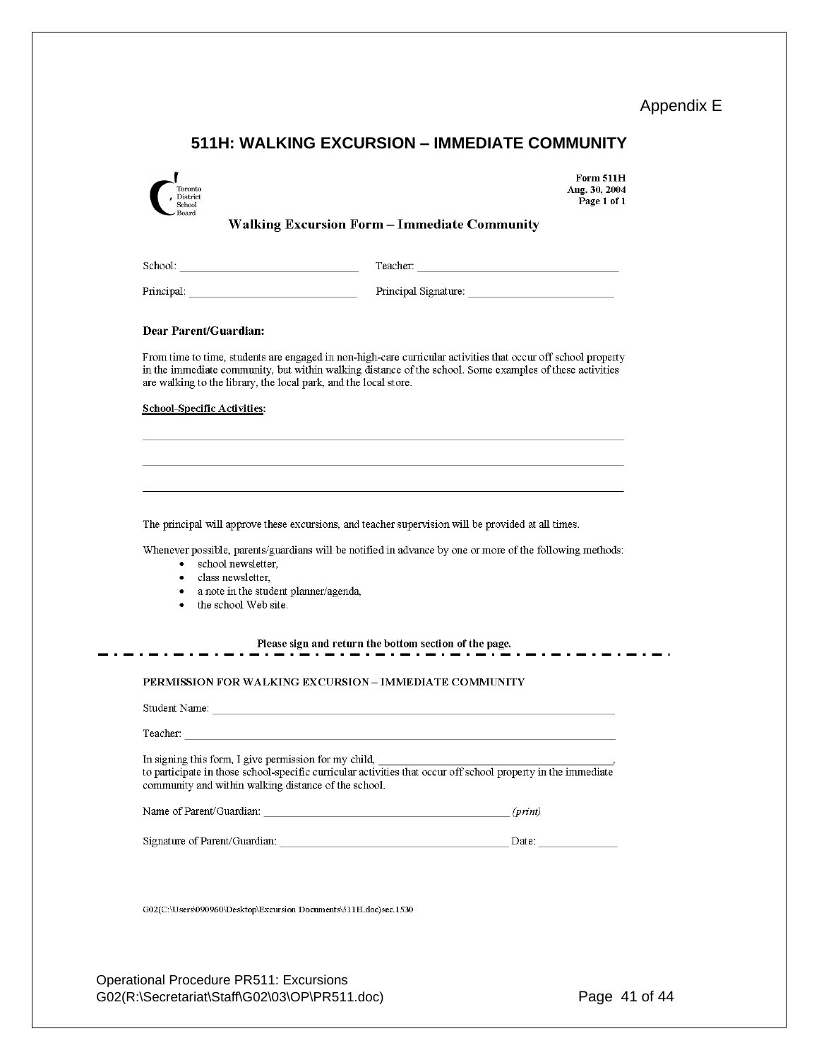Appendix E

# 511H: WALKING EXCURSION – IMMEDIATE COMMUNITY

Toronto District School Board

**Form 511H**
**Aug. 30, 2004**
**Page 1 of 1**

## Walking Excursion Form – Immediate Community

School: ______________________________ Teacher: ______________________________

Principal: ______________________________ Principal Signature: ______________________________

**Dear Parent/Guardian:**

From time to time, students are engaged in non-high-care curricular activities that occur off school property in the immediate community, but within walking distance of the school. Some examples of these activities are walking to the library, the local park, and the local store.

**School-Specific Activities:**

______________________________________________________________________________

______________________________________________________________________________

______________________________________________________________________________

The principal will approve these excursions, and teacher supervision will be provided at all times.

Whenever possible, parents/guardians will be notified in advance by one or more of the following methods:

- school newsletter,
- class newsletter,
- a note in the student planner/agenda,
- the school Web site.

**Please sign and return the bottom section of the page.**

---

PERMISSION FOR WALKING EXCURSION – IMMEDIATE COMMUNITY

Student Name: ______________________________________________________________

Teacher: ______________________________________________________________

In signing this form, I give permission for my child, ______________________________, to participate in those school-specific curricular activities that occur off school property in the immediate community and within walking distance of the school.

Name of Parent/Guardian: ______________________________ *(print)*

Signature of Parent/Guardian: ______________________________ Date: ____________

G02(C:\Users\090960\Desktop\Excursion Documents\511H.doc)sec.1530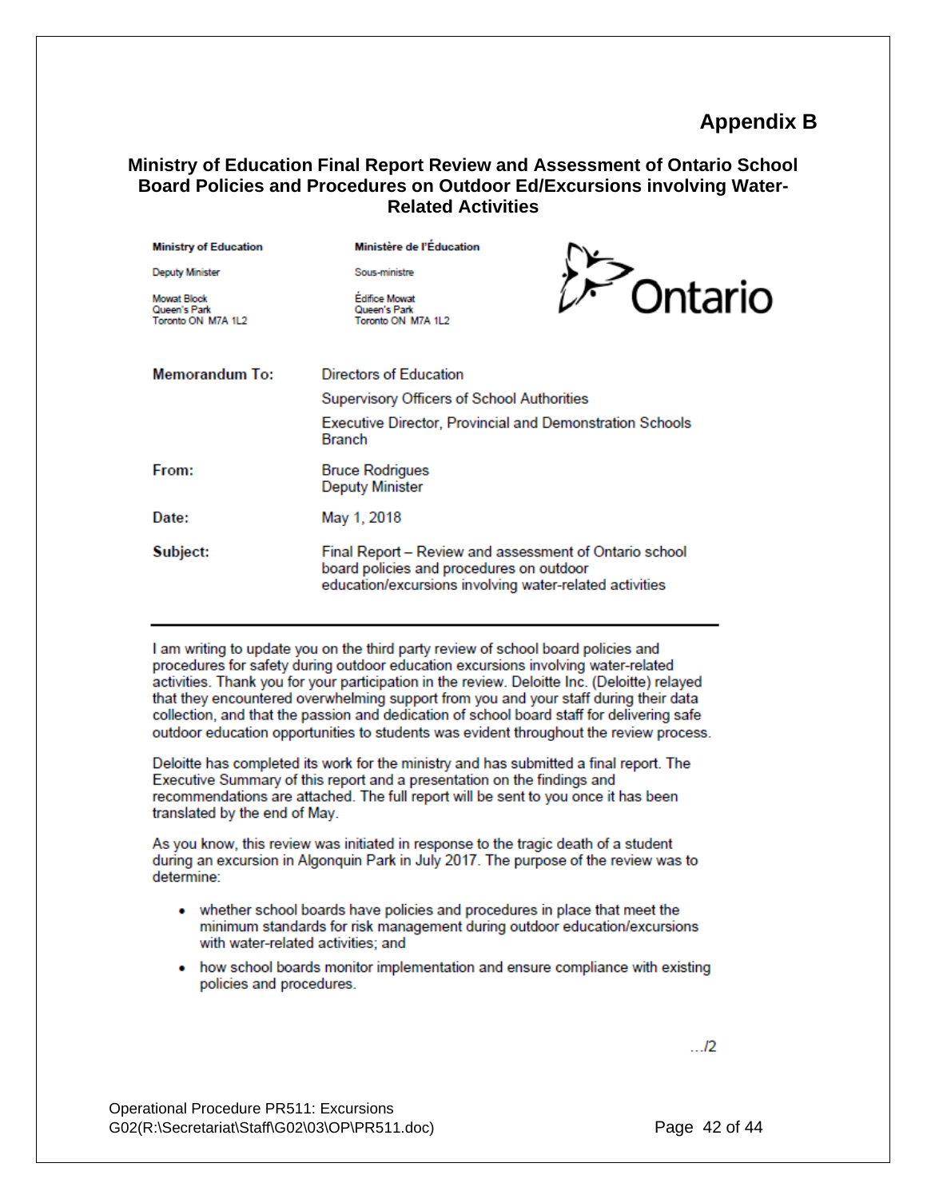# Appendix B

## Ministry of Education Final Report Review and Assessment of Ontario School Board Policies and Procedures on Outdoor Ed/Excursions involving Water-Related Activities

| Ministry of Education | Ministère de l'Éducation |
|---|---|
| Deputy Minister | Sous-ministre |
| Mowat Block<br>Queen's Park<br>Toronto ON M7A 1L2 | Édifice Mowat<br>Queen's Park<br>Toronto ON M7A 1L2 |

Ontario

**Memorandum To:** Directors of Education
Supervisory Officers of School Authorities
Executive Director, Provincial and Demonstration Schools Branch

**From:** Bruce Rodrigues
Deputy Minister

**Date:** May 1, 2018

**Subject:** Final Report – Review and assessment of Ontario school board policies and procedures on outdoor education/excursions involving water-related activities

---

I am writing to update you on the third party review of school board policies and procedures for safety during outdoor education excursions involving water-related activities. Thank you for your participation in the review. Deloitte Inc. (Deloitte) relayed that they encountered overwhelming support from you and your staff during their data collection, and that the passion and dedication of school board staff for delivering safe outdoor education opportunities to students was evident throughout the review process.

Deloitte has completed its work for the ministry and has submitted a final report. The Executive Summary of this report and a presentation on the findings and recommendations are attached. The full report will be sent to you once it has been translated by the end of May.

As you know, this review was initiated in response to the tragic death of a student during an excursion in Algonquin Park in July 2017. The purpose of the review was to determine:

- whether school boards have policies and procedures in place that meet the minimum standards for risk management during outdoor education/excursions with water-related activities; and
- how school boards monitor implementation and ensure compliance with existing policies and procedures.

.../2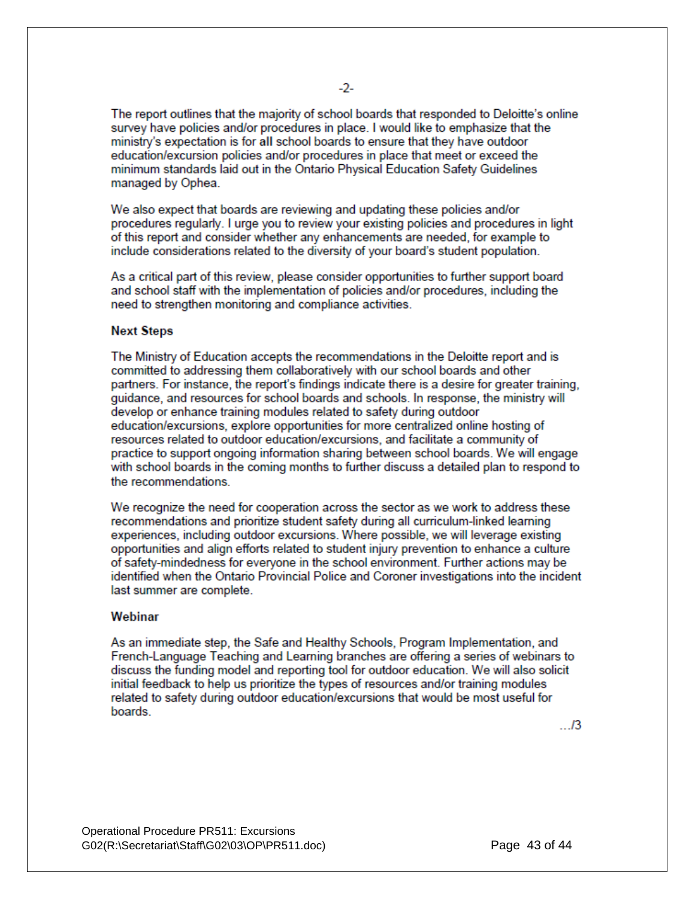The report outlines that the majority of school boards that responded to Deloitte's online survey have policies and/or procedures in place. I would like to emphasize that the ministry's expectation is for **all** school boards to ensure that they have outdoor education/excursion policies and/or procedures in place that meet or exceed the minimum standards laid out in the Ontario Physical Education Safety Guidelines managed by Ophea.

We also expect that boards are reviewing and updating these policies and/or procedures regularly. I urge you to review your existing policies and procedures in light of this report and consider whether any enhancements are needed, for example to include considerations related to the diversity of your board's student population.

As a critical part of this review, please consider opportunities to further support board and school staff with the implementation of policies and/or procedures, including the need to strengthen monitoring and compliance activities.

**Next Steps**

The Ministry of Education accepts the recommendations in the Deloitte report and is committed to addressing them collaboratively with our school boards and other partners. For instance, the report's findings indicate there is a desire for greater training, guidance, and resources for school boards and schools. In response, the ministry will develop or enhance training modules related to safety during outdoor education/excursions, explore opportunities for more centralized online hosting of resources related to outdoor education/excursions, and facilitate a community of practice to support ongoing information sharing between school boards. We will engage with school boards in the coming months to further discuss a detailed plan to respond to the recommendations.

We recognize the need for cooperation across the sector as we work to address these recommendations and prioritize student safety during all curriculum-linked learning experiences, including outdoor excursions. Where possible, we will leverage existing opportunities and align efforts related to student injury prevention to enhance a culture of safety-mindedness for everyone in the school environment. Further actions may be identified when the Ontario Provincial Police and Coroner investigations into the incident last summer are complete.

**Webinar**

As an immediate step, the Safe and Healthy Schools, Program Implementation, and French-Language Teaching and Learning branches are offering a series of webinars to discuss the funding model and reporting tool for outdoor education. We will also solicit initial feedback to help us prioritize the types of resources and/or training modules related to safety during outdoor education/excursions that would be most useful for boards.

…/3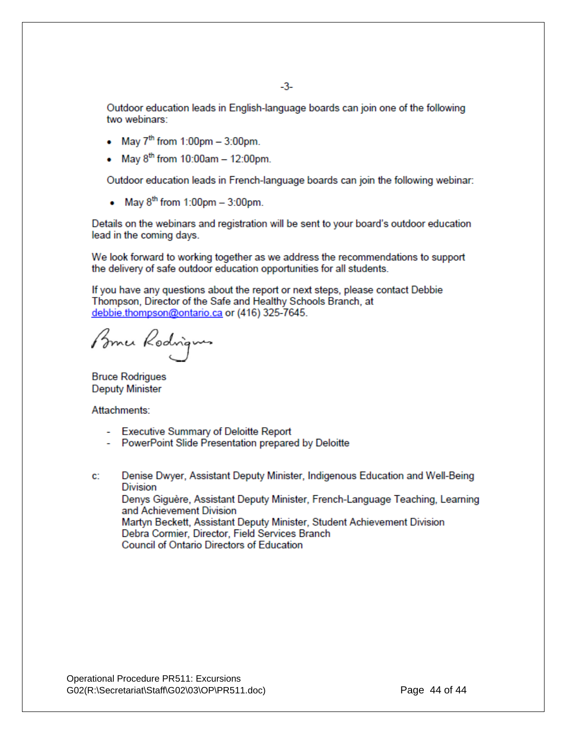Outdoor education leads in English-language boards can join one of the following two webinars:

- May 7th from 1:00pm – 3:00pm.
- May 8th from 10:00am – 12:00pm.

Outdoor education leads in French-language boards can join the following webinar:

- May 8th from 1:00pm – 3:00pm.

Details on the webinars and registration will be sent to your board's outdoor education lead in the coming days.

We look forward to working together as we address the recommendations to support the delivery of safe outdoor education opportunities for all students.

If you have any questions about the report or next steps, please contact Debbie Thompson, Director of the Safe and Healthy Schools Branch, at debbie.thompson@ontario.ca or (416) 325-7645.

Bruce Rodrigues
Deputy Minister

Attachments:

- Executive Summary of Deloitte Report
- PowerPoint Slide Presentation prepared by Deloitte

c: Denise Dwyer, Assistant Deputy Minister, Indigenous Education and Well-Being Division
Denys Giguère, Assistant Deputy Minister, French-Language Teaching, Learning and Achievement Division
Martyn Beckett, Assistant Deputy Minister, Student Achievement Division
Debra Cormier, Director, Field Services Branch
Council of Ontario Directors of Education